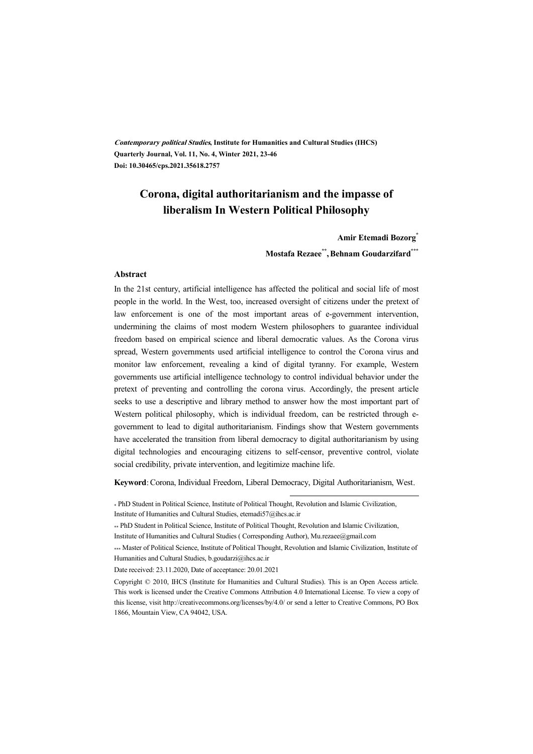*Contemporary political Studies*, **Institute for Humanities and Cultural Studies (IHCS)**
**Quarterly Journal, Vol. 11, No. 4, Winter 2021, 23-46**
**Doi: 10.30465/cps.2021.35618.2757**

# Corona, digital authoritarianism and the impasse of liberalism In Western Political Philosophy

**Amir Etemadi Bozorg***

**Mostafa Rezaee**, Behnam Goudarzifard*****

## Abstract

In the 21st century, artificial intelligence has affected the political and social life of most people in the world. In the West, too, increased oversight of citizens under the pretext of law enforcement is one of the most important areas of e-government intervention, undermining the claims of most modern Western philosophers to guarantee individual freedom based on empirical science and liberal democratic values. As the Corona virus spread, Western governments used artificial intelligence to control the Corona virus and monitor law enforcement, revealing a kind of digital tyranny. For example, Western governments use artificial intelligence technology to control individual behavior under the pretext of preventing and controlling the corona virus. Accordingly, the present article seeks to use a descriptive and library method to answer how the most important part of Western political philosophy, which is individual freedom, can be restricted through e-government to lead to digital authoritarianism. Findings show that Western governments have accelerated the transition from liberal democracy to digital authoritarianism by using digital technologies and encouraging citizens to self-censor, preventive control, violate social credibility, private intervention, and legitimize machine life.

**Keyword**: Corona, Individual Freedom, Liberal Democracy, Digital Authoritarianism, West.

---

* PhD Student in Political Science, Institute of Political Thought, Revolution and Islamic Civilization, Institute of Humanities and Cultural Studies, etemadi57@ihcs.ac.ir

** PhD Student in Political Science, Institute of Political Thought, Revolution and Islamic Civilization, Institute of Humanities and Cultural Studies ( Corresponding Author), Mu.rezaee@gmail.com

*** Master of Political Science, Institute of Political Thought, Revolution and Islamic Civilization, Institute of Humanities and Cultural Studies, b.goudarzi@ihcs.ac.ir

Date received: 23.11.2020, Date of acceptance: 20.01.2021

Copyright © 2010, IHCS (Institute for Humanities and Cultural Studies). This is an Open Access article. This work is licensed under the Creative Commons Attribution 4.0 International License. To view a copy of this license, visit http://creativecommons.org/licenses/by/4.0/ or send a letter to Creative Commons, PO Box 1866, Mountain View, CA 94042, USA.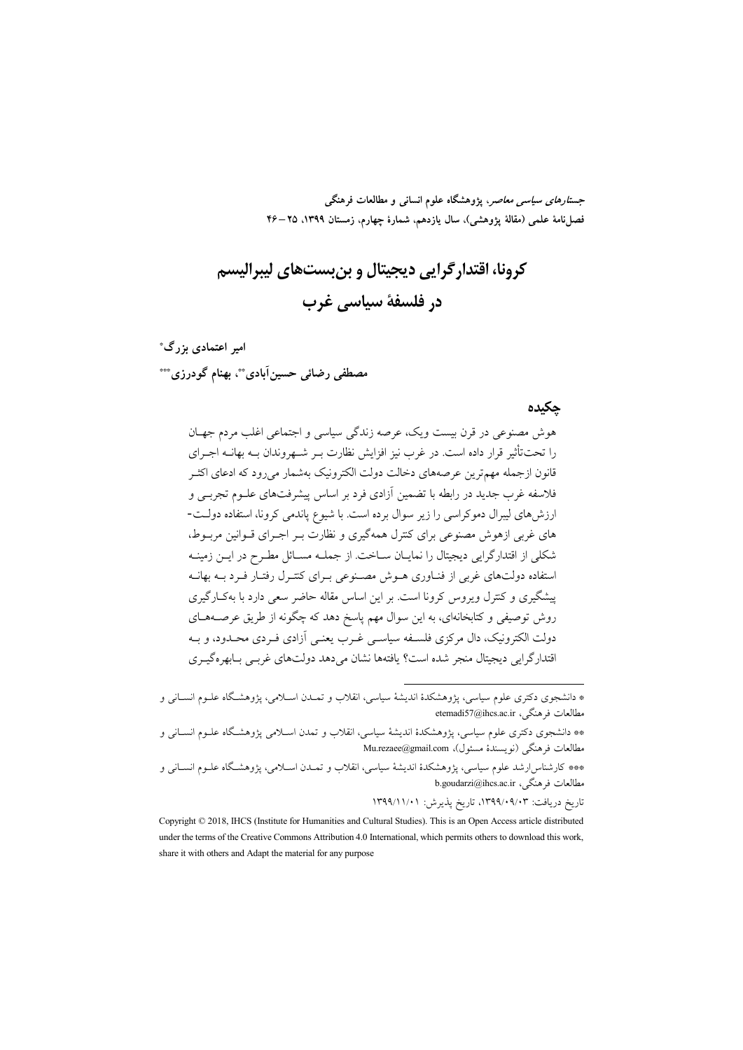# کرونا، اقتدارگرایی دیجیتال و بن‌بست‌های لیبرالیسم در فلسفهٔ سیاسی غرب

**امیر اعتمادی بزرگ***

**مصطفی رضائی حسین‌آبادی**، بهنام گودرزی*****

## چکیده

هوش مصنوعی در قرن بیست ویک، عرصه زندگی سیاسی و اجتماعی اغلب مردم جهـان را تحت‌تأثیر قرار داده است. در غرب نیز افزایش نظارت بـر شـهروندان بـه بهانـه اجـرای قانون ازجمله مهم‌ترین عرصه‌های دخالت دولت الکترونیک به‌شمار می‌رود که ادعای اکثـر فلاسفه غرب جدید در رابطه با تضمین آزادی فرد بر اساس پیشرفت‌های علـوم تجربـی و ارزش‌های لیبرال دموکراسی را زیر سوال برده است. با شیوع پاندمی کرونا، استفاده دولـت-های غربی ازهوش مصنوعی برای کنترل همه‌گیری و نظارت بـر اجـرای قـوانین مربـوط، شکلی از اقتدارگرایی دیجیتال را نمایـان سـاخت. از جملـه مسـائل مطـرح در ایـن زمینـه استفاده دولت‌های غربی از فنـاوری هـوش مصـنوعی بـرای کنتـرل رفتـار فـرد بـه بهانـه پیشگیری و کنترل ویروس کرونا است. بر این اساس مقاله حاضر سعی دارد با به‌کـارگیری روش توصیفی و کتابخانه‌ای، به این سوال مهم پاسخ دهد که چگونه از طریق عرصـه‌هـای دولت الکترونیک، دال مرکزی فلسـفه سیاسـی غـرب یعنـی آزادی فـردی محـدود، و بـه اقتدارگرایی دیجیتال منجر شده است؟ یافته‌ها نشان می‌دهد دولت‌های غربـی بـابهره‌گیـری

---

* دانشجوی دکتری علوم سیاسی، پژوهشکدهٔ اندیشهٔ سیاسی، انقلاب و تمـدن اسـلامی، پژوهشـگاه علـوم انسـانی و مطالعات فرهنگی، etemadi57@ihcs.ac.ir

** دانشجوی دکتری علوم سیاسی، پژوهشکدهٔ اندیشهٔ سیاسی، انقلاب و تمدن اسـلامی پژوهشـگاه علـوم انسـانی و مطالعات فرهنگی (نویسندهٔ مسئول)، Mu.rezaee@gmail.com

*** کارشناس‌ارشد علوم سیاسی، پژوهشکدهٔ اندیشهٔ سیاسی، انقلاب و تمـدن اسـلامی، پژوهشـگاه علـوم انسـانی و مطالعات فرهنگی، b.goudarzi@ihcs.ac.ir

تاریخ دریافت: ۱۳۹۹/۰۹/۰۳، تاریخ پذیرش: ۱۳۹۹/۱۱/۰۱

Copyright © 2018, IHCS (Institute for Humanities and Cultural Studies). This is an Open Access article distributed under the terms of the Creative Commons Attribution 4.0 International, which permits others to download this work, share it with others and Adapt the material for any purpose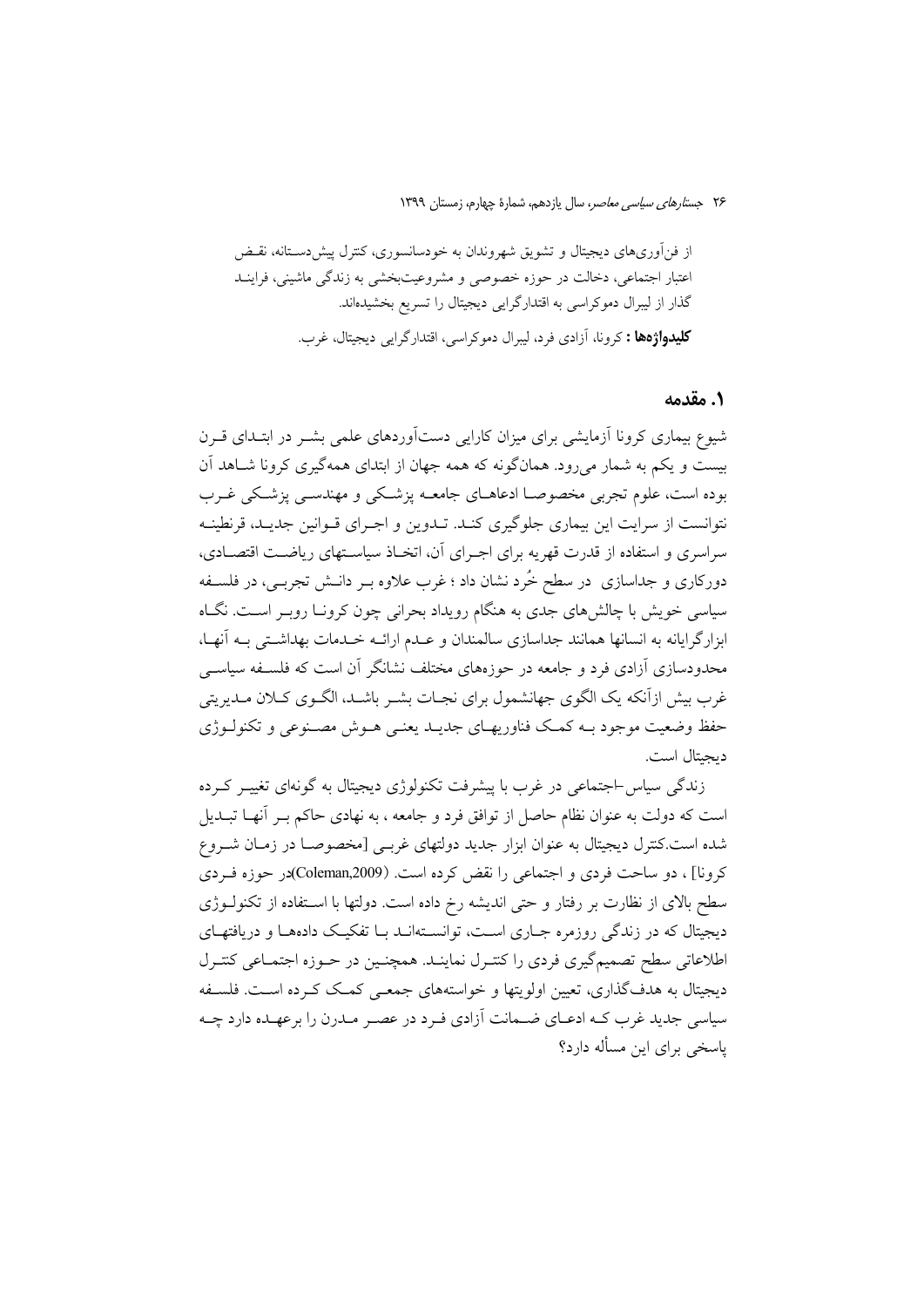از فن‌آوری‌های دیجیتال و تشویق شهروندان به خودسانسوری، کنترل پیش‌دستانه، نقض اعتبار اجتماعی، دخالت در حوزه خصوصی و مشروعیت‌بخشی به زندگی ماشینی، فرایند گذار از لیبرال دموکراسی به اقتدارگرایی دیجیتال را تسریع بخشیده‌اند.

**کلیدواژه‌ها :** کرونا، آزادی فرد، لیبرال دموکراسی، اقتدارگرایی دیجیتال، غرب.

## ۱. مقدمه

شیوع بیماری کرونا آزمایشی برای میزان کارایی دست‌آوردهای علمی بشر در ابتدای قرن بیست و یکم به شمار می‌رود. همان‌گونه که همه جهان از ابتدای همه‌گیری کرونا شاهد آن بوده است، علوم تجربی مخصوصا ادعاهای جامعه پزشکی و مهندسی پزشکی غرب نتوانست از سرایت این بیماری جلوگیری کند. تدوین و اجرای قوانین جدید، قرنطینه سراسری و استفاده از قدرت قهریه برای اجرای آن، اتخاذ سیاستهای ریاضت اقتصادی، دورکاری و جداسازی در سطح خُرد نشان داد ؛ غرب علاوه بر دانش تجربی، در فلسفه سیاسی خویش با چالش‌های جدی به هنگام رویداد بحرانی چون کرونا روبرو است. نگاه ابزارگرایانه به انسانها همانند جداسازی سالمندان و عدم ارائه خدمات بهداشتی به آنها، محدودسازی آزادی فرد و جامعه در حوزه‌های مختلف نشانگر آن است که فلسفه سیاسی غرب بیش ازآنکه یک الگوی جهانشمول برای نجات بشر باشد، الگوی کلان مدیریتی حفظ وضعیت موجود به کمک فناوریهای جدید یعنی هوش مصنوعی و تکنولوژی دیجیتال است.

زندگی سیاسی-اجتماعی در غرب با پیشرفت تکنولوژی دیجیتال به گونه‌ای تغییر کرده است که دولت به عنوان نظام حاصل از توافق فرد و جامعه ، به نهادی حاکم بر آنها تبدیل شده است.کنترل دیجیتال به عنوان ابزار جدید دولتهای غربی [مخصوصا در زمان شروع کرونا] ، دو ساحت فردی و اجتماعی را نقض کرده است. (Coleman,2009)در حوزه فردی سطح بالای از نظارت بر رفتار و حتی اندیشه رخ داده است. دولتها با استفاده از تکنولوژی دیجیتال که در زندگی روزمره جاری است، توانسته‌اند با تفکیک داده‌ها و دریافتهای اطلاعاتی سطح تصمیم‌گیری فردی را کنترل نمایند. همچنین در حوزه اجتماعی کنترل دیجیتال به هدف‌گذاری، تعیین اولویتها و خواسته‌های جمعی کمک کرده است. فلسفه سیاسی جدید غرب که ادعای ضمانت آزادی فرد در عصر مدرن را برعهده دارد چه پاسخی برای این مسأله دارد؟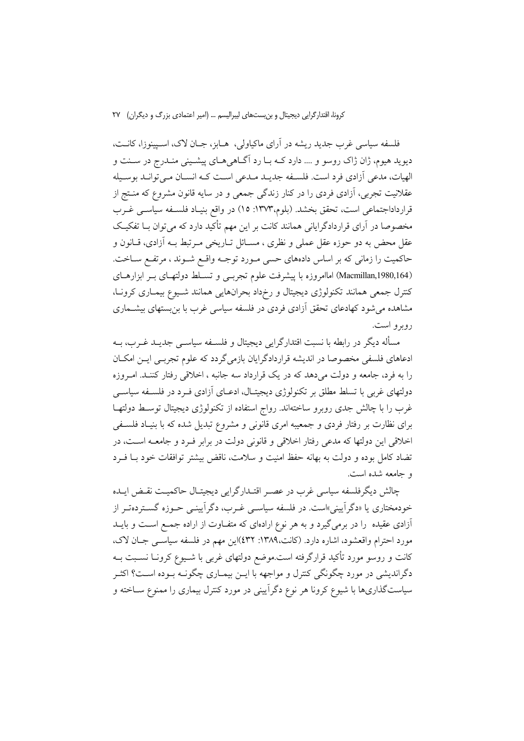فلسفه سیاسی غرب جدید ریشه در آرای ماکیاولی، هابز، جان لاک، اسپینوزا، کانت، دیوید هیوم، ژان ژاک روسو و .... دارد که با رد آگاهی‌های پیشینی مندرج در سنت و الهیات، مدعی آزادی فرد است. فلسفه جدید مدعی است که انسان می‌تواند بوسیله عقلانیت تجربی، آزادی فردی را در کنار زندگی جمعی و در سایه قانون مشروع که منتج از قرارداداجتماعی است، تحقق بخشد. (بلوم،۱۳۷۳: ۱۵) در واقع بنیاد فلسفه سیاسی غرب مخصوصا در آرای قراردادگرایانی همانند کانت بر این مهم تأکید دارد که می‌توان با تفکیک عقل محض به دو حوزه عقل عملی و نظری ، مسائل تاریخی مرتبط به آزادی، قانون و حاکمیت را زمانی که بر اساس داده‌های حسی مورد توجه واقع شوند ، مرتفع ساخت. (Macmillan,1980,164) اماامروزه با پیشرفت علوم تجربی و تسلط دولتهای بر ابزارهای کنترل جمعی همانند تکنولوژی دیجیتال و رخداد بحران‌هایی همانند شیوع بیماری کرونا، مشاهده می‌شود کهادعای تحقق آزادی فردی در فلسفه سیاسی غرب با بن‌بستهای بیشماری روبرو است.

مسأله دیگر در رابطه با نسبت اقتدارگرایی دیجیتال و فلسفه سیاسی جدید غرب، به ادعاهای فلسفی مخصوصا در اندیشه قراردادگرایان بازمی‌گردد که علوم تجربی این امکان را به فرد، جامعه و دولت می‌دهد که در یک قرارداد سه جانبه ، اخلاقی رفتار کنند. امروزه دولتهای غربی با تسلط مطلق بر تکنولوژی دیجیتال، ادعای آزادی فرد در فلسفه سیاسی غرب را با چالش جدی روبرو ساخته‌اند. رواج استفاده از تکنولوژی دیجیتال توسط دولتها برای نظارت بر رفتار فردی و جمعیبه امری قانونی و مشروع تبدیل شده که با بنیاد فلسفی اخلاقی این دولتها که مدعی رفتار اخلاقی و قانونی دولت در برابر فرد و جامعه است، در تضاد کامل بوده و دولت به بهانه حفظ امنیت و سلامت، ناقض بیشتر توافقات خود با فرد و جامعه شده است.

چالش دیگرفلسفه سیاسی غرب در عصر اقتدارگرایی دیجیتال حاکمیت نقض ایده خودمختاری یا «دگرآیینی»است. در فلسفه سیاسی غرب، دگرآیینی حوزه گسترده‌تر از آزادی عقیده را در برمی‌گیرد و به هر نوع اراده‌ای که متفاوت از اراده جمع است و باید مورد احترام واقعشود، اشاره دارد. (کانت،۱۳۸۹: ٤٣٢)این مهم در فلسفه سیاسی جان لاک، کانت و روسو مورد تأکید قرارگرفته است.موضع دولتهای غربی با شیوع کرونا نسبت به دگراندیشی در مورد چگونگی کنترل و مواجهه با این بیماری چگونه بوده است؟ اکثر سیاستگذاری‌ها با شیوع کرونا هر نوع دگرآیینی در مورد کنترل بیماری را ممنوع ساخته و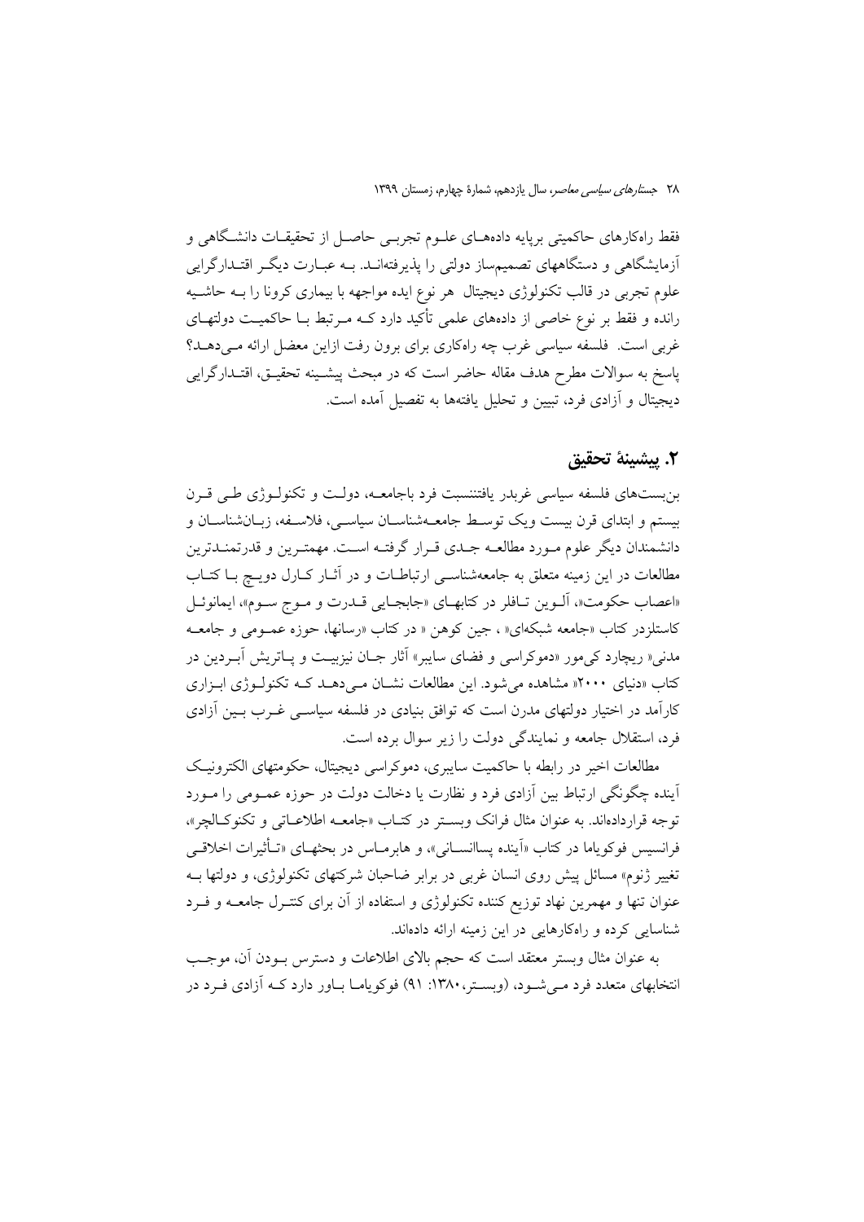فقط راه‌کارهای حاکمیتی برپایه داده‌های علوم تجربی حاصل از تحقیقات دانشگاهی و آزمایشگاهی و دستگاههای تصمیم‌ساز دولتی را پذیرفته‌اند. به عبارت دیگر اقتدارگرایی علوم تجربی در قالب تکنولوژی دیجیتال هر نوع ایده مواجهه با بیماری کرونا را به حاشیه رانده و فقط بر نوع خاصی از داده‌های علمی تأکید دارد که مرتبط با حاکمیت دولتهای غربی است. فلسفه سیاسی غرب چه راه‌کاری برای برون رفت ازاین معضل ارائه می‌دهد؟ پاسخ به سوالات مطرح هدف مقاله حاضر است که در مبحث پیشینه تحقیق، اقتدارگرایی دیجیتال و آزادی فرد، تبیین و تحلیل یافته‌ها به تفصیل آمده است.

## ۲. پیشینهٔ تحقیق

بن‌بست‌های فلسفه سیاسی غربدر یافتننسبت فرد باجامعه، دولت و تکنولوژی طی قرن بیستم و ابتدای قرن بیست ویک توسط جامعه‌شناسان سیاسی، فلاسفه، زبان‌شناسان و دانشمندان دیگر علوم مورد مطالعه جدی قرار گرفته است. مهمترین و قدرتمندترین مطالعات در این زمینه متعلق به جامعه‌شناسی ارتباطات و در آثار کارل دویچ با کتاب «اعصاب حکومت»، آلوین تافلر در کتابهای «جابجایی قدرت و موج سوم»، ایمانوئل کاستلزدر کتاب «جامعه شبکه‌ای» ، جین کوهن « در کتاب «رسانها، حوزه عمومی و جامعه مدنی» ریچارد کی‌مور «دموکراسی و فضای سایبر» آثار جان نیزبیت و پاتریش آبردین در کتاب «دنیای ۲۰۰۰» مشاهده می‌شود. این مطالعات نشان می‌دهد که تکنولوژی ابزاری کارآمد در اختیار دولتهای مدرن است که توافق بنیادی در فلسفه سیاسی غرب بین آزادی فرد، استقلال جامعه و نمایندگی دولت را زیر سوال برده است.

مطالعات اخیر در رابطه با حاکمیت سایبری، دموکراسی دیجیتال، حکومتهای الکترونیک آینده چگونگی ارتباط بین آزادی فرد و نظارت یا دخالت دولت در حوزه عمومی را مورد توجه قرارداده‌اند. به عنوان مثال فرانک وبستر در کتاب «جامعه اطلاعاتی و تکنوکالچر»، فرانسیس فوکویاما در کتاب «آینده پساانسانی»، و هابرماس در بحثهای «تأثیرات اخلاقی تغییر ژنوم» مسائل پیش روی انسان غربی در برابر ضاحبان شرکتهای تکنولوژی، و دولتها به عنوان تنها و مهمرین نهاد توزیع کننده تکنولوژی و استفاده از آن برای کنترل جامعه و فرد شناسایی کرده و راه‌کارهایی در این زمینه ارائه داده‌اند.

به عنوان مثال وبستر معتقد است که حجم بالای اطلاعات و دسترس بودن آن، موجب انتخابهای متعدد فرد می‌شود، (وبستر،۱۳۸۰: ۹۱) فوکویاما باور دارد که آزادی فرد در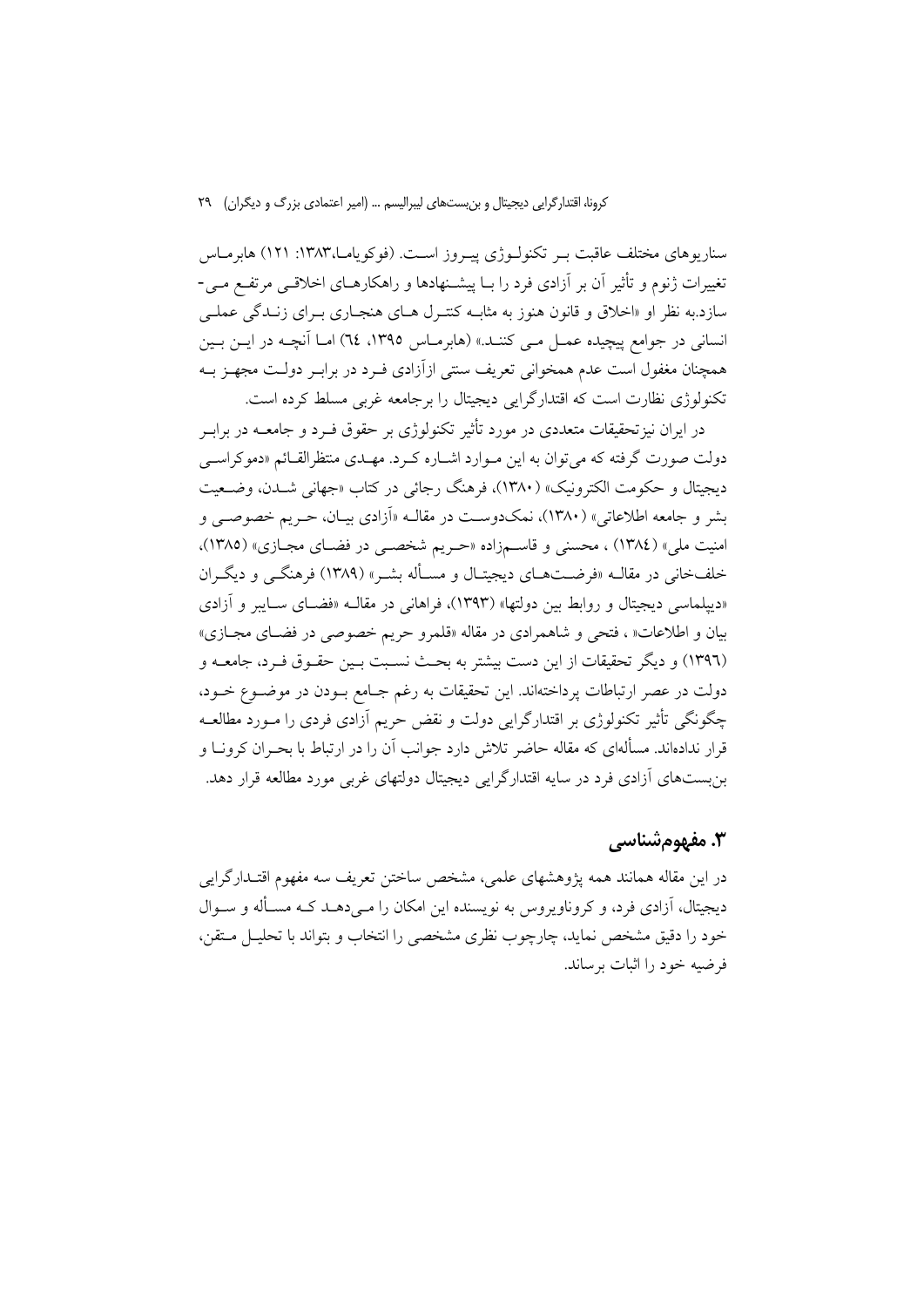سناریوهای مختلف عاقبت بـر تکنولـوژی پیـروز اسـت. (فوکویامـا،۱۳۸۳: ۱۲۱) هابرمـاس تغییرات ژنوم و تأثیر آن بر آزادی فرد را بـا پیشـنهادها و راهکارهـای اخلاقـی مرتفـع مـی-سازد.به نظر او «اخلاق و قانون هنوز به مثابـه کنتـرل هـای هنجـاری بـرای زنـدگی عملـی انسانی در جوامع پیچیده عمـل مـی کننـد.» (هابرمـاس ۱۳۹۵، ٦٤) امـا آنچـه در ایـن بـین همچنان مغفول است عدم همخوانی تعریف سنتی ازآزادی فـرد در برابـر دولـت مجهـز بـه تکنولوژی نظارت است که اقتدارگرایی دیجیتال را برجامعه غربی مسلط کرده است.

در ایران نیزتحقیقات متعددی در مورد تأثیر تکنولوژی بر حقوق فـرد و جامعـه در برابـر دولت صورت گرفته که می‌توان به این مـوارد اشـاره کـرد. مهـدی منتظرالقـائم «دموکراسـی دیجیتال و حکومت الکترونیک» (۱۳۸۰)، فرهنگ رجائی در کتاب «جهانی شـدن، وضـعیت بشر و جامعه اطلاعاتی» (۱۳۸۰)، نمک‌دوسـت در مقالـه «آزادی بیـان، حـریم خصوصـی و امنیت ملی» (۱۳۸٤) ، محسنی و قاسـمزاده «حـریم شخصـی در فضـای مجـازی» (۱۳۸۵)، خلف‌خانی در مقالـه «فرضـت‌هـای دیجیتـال و مسـأله بشـر» (۱۳۸۹) فرهنگـی و دیگـران «دیپلماسی دیجیتال و روابط بین دولتها» (۱۳۹۳)، فراهانی در مقالـه «فضـای سـایبر و آزادی بیان و اطلاعات» ، فتحی و شاهمرادی در مقاله «قلمرو حریم خصوصی در فضـای مجـازی» (۱۳۹٦) و دیگر تحقیقات از این دست بیشتر به بحـث نسـبت بـین حقـوق فـرد، جامعـه و دولت در عصر ارتباطات پرداخته‌اند. این تحقیقات به رغم جـامع بـودن در موضـوع خـود، چگونگی تأثیر تکنولوژی بر اقتدارگرایی دولت و نقض حریم آزادی فردی را مـورد مطالعـه قرار نداده‌اند. مسأله‌ای که مقاله حاضر تلاش دارد جوانب آن را در ارتباط با بحـران کرونـا و بن‌بست‌های آزادی فرد در سایه اقتدارگرایی دیجیتال دولتهای غربی مورد مطالعه قرار دهد.

## ۳. مفهوم‌شناسی

در این مقاله همانند همه پژوهشهای علمی، مشخص ساختن تعریف سه مفهوم اقتـدارگرایی دیجیتال، آزادی فرد، و کروناویروس به نویسنده این امکان را مـی‌دهـد کـه مسـأله و سـوال خود را دقیق مشخص نماید، چارچوب نظری مشخصی را انتخاب و بتواند با تحلیـل مـتقن، فرضیه خود را اثبات برساند.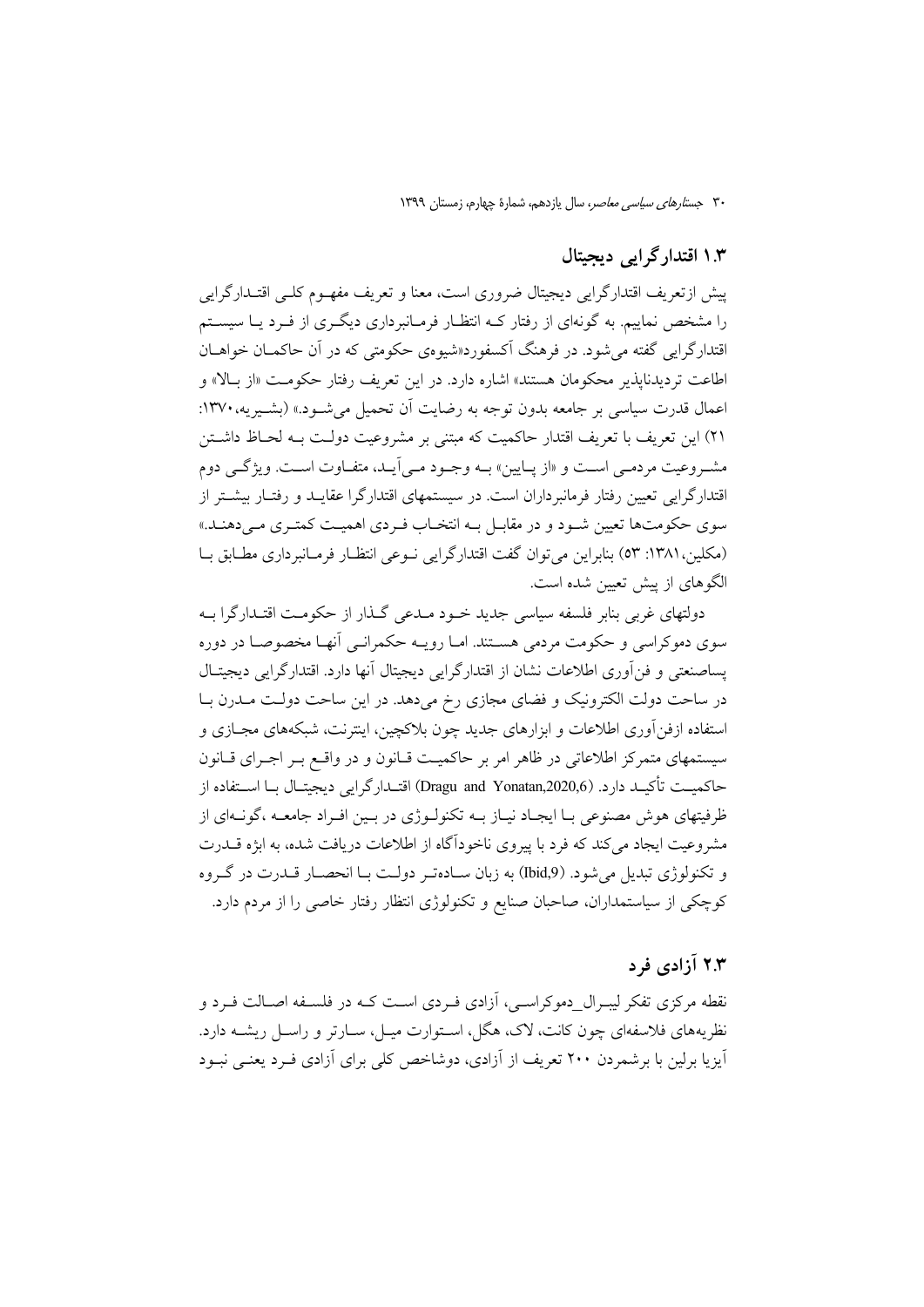## ۱.۳ اقتدارگرایی دیجیتال

پیش ازتعریف اقتدارگرایی دیجیتال ضروری است، معنا و تعریف مفهـوم کلـی اقتـدارگرایی را مشخص نماییم. به گونه‌ای از رفتار کـه انتظـار فرمـانبرداری دیگـری از فـرد یـا سیسـتم اقتدارگرایی گفته می‌شود. در فرهنگ آکسفورد«شیوه‌ی حکومتی که در آن حاکمـان خواهـان اطاعت تردیدناپذیر محکومان هستند» اشاره دارد. در این تعریف رفتار حکومـت «از بـالا» و اعمال قدرت سیاسی بر جامعه بدون توجه به رضایت آن تحمیل می‌شـود.» (بشـیریه،۱۳۷۰: ۲۱) این تعریف با تعریف اقتدار حاکمیت که مبتنی بر مشروعیت دولـت بـه لحـاظ داشـتن مشـروعیت مردمـی اسـت و «از پـایین» بـه وجـود مـی‌آیـد، متفـاوت اسـت. ویژگـی دوم اقتدارگرایی تعیین رفتار فرمانبرداران است. در سیستمهای اقتدارگرا عقایـد و رفتـار بیشـتر از سوی حکومت‌ها تعیین شـود و در مقابـل بـه انتخـاب فـردی اهمیـت کمتـری مـی‌دهنـد.» (مکلین،۱۳۸۱: ۵۳) بنابراین می‌توان گفت اقتدارگرایی نـوعی انتظـار فرمـانبرداری مطـابق بـا الگوهای از پیش تعیین شده است.

دولتهای غربی بنابر فلسفه سیاسی جدید خـود مـدعی گـذار از حکومـت اقتـدارگرا بـه سوی دموکراسی و حکومت مردمی هسـتند. امـا رویـه حکمرانـی آنهـا مخصوصـا در دوره پساصنعتی و فن‌آوری اطلاعات نشان از اقتدارگرایی دیجیتال آنها دارد. اقتدارگرایی دیجیتـال در ساحت دولت الکترونیک و فضای مجازی رخ می‌دهد. در این ساحت دولـت مـدرن بـا استفاده ازفن‌آوری اطلاعات و ابزارهای جدید چون بلاکچین، اینترنت، شبکه‌های مجـازی و سیستمهای متمرکز اطلاعاتی در ظاهر امر بر حاکمیـت قـانون و در واقـع بـر اجـرای قـانون حاکمیـت تأکیـد دارد. (Dragu and Yonatan,2020,6) اقتـدارگرایی دیجیتـال بـا اسـتفاده از ظرفیتهای هوش مصنوعی بـا ایجـاد نیـاز بـه تکنولـوژی در بـین افـراد جامعـه ،گونـه‌ای از مشروعیت ایجاد می‌کند که فرد با پیروی ناخودآگاه از اطلاعات دریافت شده، به ابژه قـدرت و تکنولوژی تبدیل می‌شود. (Ibid,9) به زبان سـاده‌تـر دولـت بـا انحصـار قـدرت در گـروه کوچکی از سیاستمداران، صاحبان صنایع و تکنولوژی انتظار رفتار خاصی را از مردم دارد.

## ۲.۳ آزادی فرد

نقطه مرکزی تفکر لیبـرال_دموکراسـی، آزادی فـردی اسـت کـه در فلسـفه اصـالت فـرد و نظریه‌های فلاسفه‌ای چون کانت، لاک، هگل، اسـتوارت میـل، سـارتر و راسـل ریشـه دارد. آیزیا برلین با برشمردن ۲۰۰ تعریف از آزادی، دوشاخص کلی برای آزادی فـرد یعنـی نبـود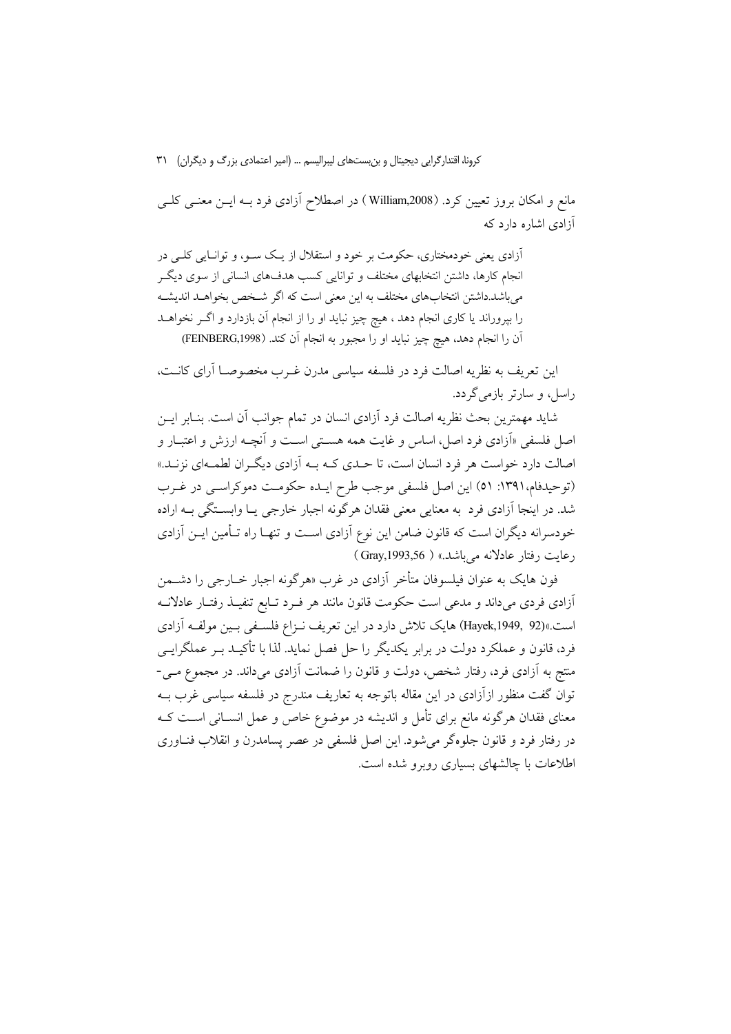مانع و امکان بروز تعیین کرد. (William,2008 ) در اصطلاح آزادی فرد بـه ایـن معنـی کلـی آزادی اشاره دارد که

> آزادی یعنی خودمختاری، حکومت بر خود و استقلال از یـک سـو، و توانـایی کلـی در انجام کارها، داشتن انتخابهای مختلف و توانایی کسب هدف‌های انسانی از سوی دیگـر می‌باشد.داشتن انتخاب‌های مختلف به این معنی است که اگر شـخص بخواهـد اندیشـه را بپروراند یا کاری انجام دهد ، هیچ چیز نباید او را از انجام آن بازدارد و اگـر نخواهـد آن را انجام دهد، هیچ چیز نباید او را مجبور به انجام آن کند. (FEINBERG,1998)

این تعریف به نظریه اصالت فرد در فلسفه سیاسی مدرن غـرب مخصوصـا آرای کانـت، راسل، و سارتر بازمی‌گردد.

شاید مهمترین بحث نظریه اصالت فرد آزادی انسان در تمام جوانب آن است. بنـابر ایـن اصل فلسفی «آزادی فرد اصل، اساس و غایت همه هسـتی اسـت و آنچـه ارزش و اعتبـار و اصالت دارد خواست هر فرد انسان است، تا حـدی کـه بـه آزادی دیگـران لطمـه‌ای نزنـد.» (توحیدفام،۱۳۹۱: ۵۱) این اصل فلسفی موجب طرح ایـده حکومـت دموکراسـی در غـرب شد. در اینجا آزادی فرد به معنایی معنی فقدان هرگونه اجبار خارجی یـا وابسـتگی بـه اراده خودسرانه دیگران است که قانون ضامن این نوع آزادی اسـت و تنهـا راه تـأمین ایـن آزادی رعایت رفتار عادلانه می‌باشد.» ( Gray,1993,56 )

فون هایک به عنوان فیلسوفان متأخر آزادی در غرب «هرگونه اجبار خـارجی را دشـمن آزادی فردی می‌داند و مدعی است حکومت قانون مانند هر فـرد تـابع تنفیـذ رفتـار عادلانـه است.»(Hayek,1949, 92) هایک تلاش دارد در این تعریف نـزاع فلسـفی بـین مولفـه آزادی فرد، قانون و عملکرد دولت در برابر یکدیگر را حل فصل نماید. لذا با تأکیـد بـر عملگرایـی منتج به آزادی فرد، رفتار شخص، دولت و قانون را ضمانت آزادی می‌داند. در مجموع مـی-توان گفت منظور ازآزادی در این مقاله باتوجه به تعاریف مندرج در فلسفه سیاسی غرب بـه معنای فقدان هرگونه مانع برای تأمل و اندیشه در موضوع خاص و عمل انسـانی اسـت کـه در رفتار فرد و قانون جلوه‌گر می‌شود. این اصل فلسفی در عصر پسامدرن و انقلاب فنـاوری اطلاعات با چالشهای بسیاری روبرو شده است.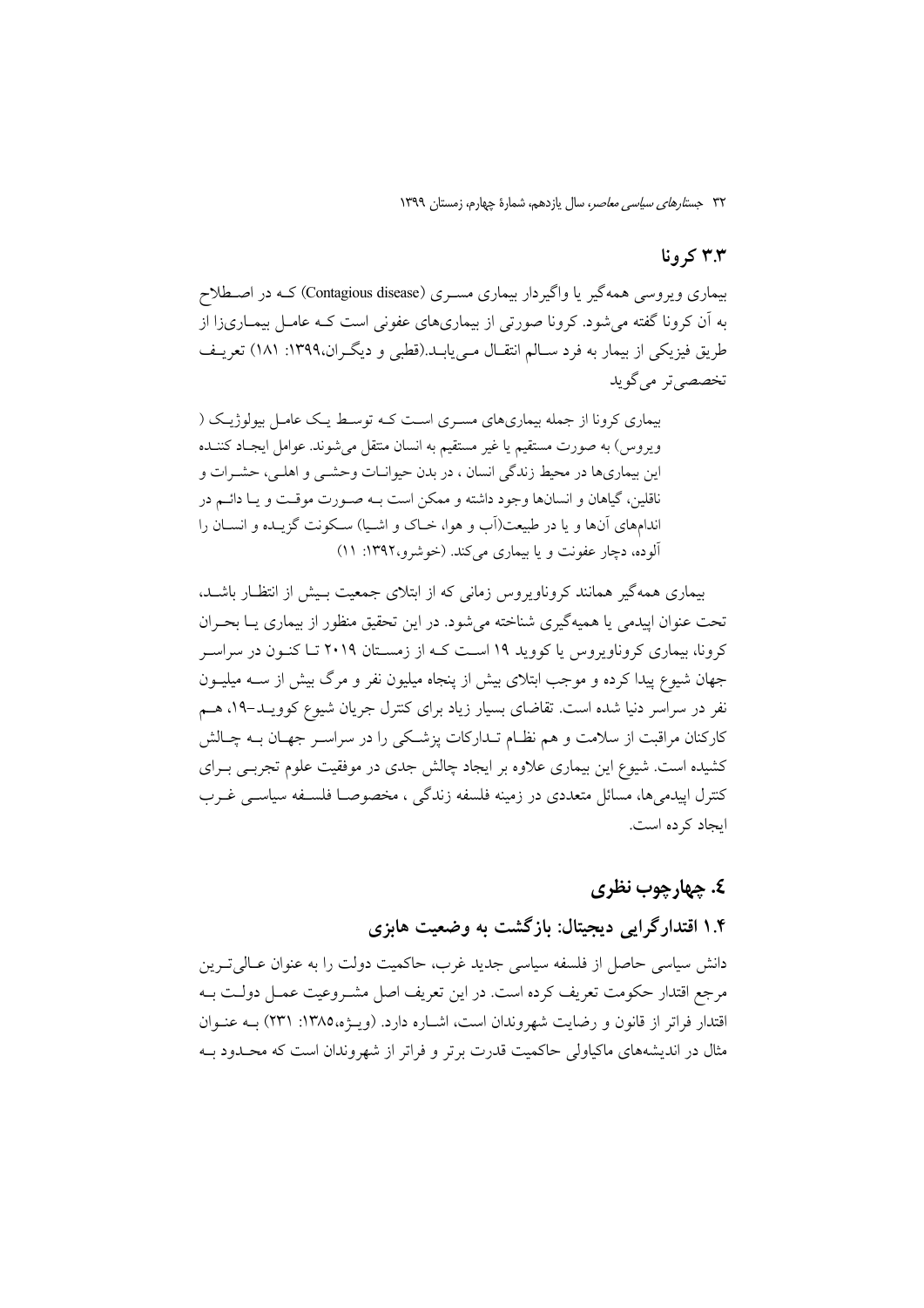## ۳.۳ کرونا

بیماری ویروسی همه‌گیر یا واگیردار بیماری مسری (Contagious disease) که در اصطلاح به آن کرونا گفته می‌شود. کرونا صورتی از بیماری‌های عفونی است که عامل بیماری‌زا از طریق فیزیکی از بیمار به فرد سالم انتقال می‌یابد.(قطبی و دیگران،۱۳۹۹: ۱۸۱) تعریف تخصصی‌تر می‌گوید

> بیماری کرونا از جمله بیماری‌های مسری است که توسط یک عامل بیولوژیک ( ویروس) به صورت مستقیم یا غیر مستقیم به انسان منتقل می‌شوند. عوامل ایجاد کننده این بیماری‌ها در محیط زندگی انسان ، در بدن حیوانات وحشی و اهلی، حشرات و ناقلین، گیاهان و انسان‌ها وجود داشته و ممکن است به صورت موقت و یا دائم در اندام‌های آن‌ها و یا در طبیعت(آب و هوا، خاک و اشیا) سکونت گزیده و انسان را آلوده، دچار عفونت و یا بیماری می‌کند. (خوشرو،۱۳۹۲: ۱۱)

بیماری همه‌گیر همانند کروناویروس زمانی که از ابتلای جمعیت بیش از انتظار باشد، تحت عنوان اپیدمی یا همیه‌گیری شناخته می‌شود. در این تحقیق منظور از بیماری یا بحران کرونا، بیماری کروناویروس یا کووید ۱۹ است که از زمستان ۲۰۱۹ تا کنون در سراسر جهان شیوع پیدا کرده و موجب ابتلای بیش از پنجاه میلیون نفر و مرگ بیش از سه میلیون نفر در سراسر دنیا شده است. تقاضای بسیار زیاد برای کنترل جریان شیوع کووید-۱۹، هم کارکنان مراقبت از سلامت و هم نظام تدارکات پزشکی را در سراسر جهان به چالش کشیده است. شیوع این بیماری علاوه بر ایجاد چالش جدی در موفقیت علوم تجربی برای کنترل اپیدمی‌ها، مسائل متعددی در زمینه فلسفه زندگی ، مخصوصا فلسفه سیاسی غرب ایجاد کرده است.

# ٤. چهارچوب نظری

## ۱.۴ اقتدارگرایی دیجیتال: بازگشت به وضعیت هابزی

دانش سیاسی حاصل از فلسفه سیاسی جدید غرب، حاکمیت دولت را به عنوان عالی‌ترین مرجع اقتدار حکومت تعریف کرده است. در این تعریف اصل مشروعیت عمل دولت به اقتدار فراتر از قانون و رضایت شهروندان است، اشاره دارد. (ویژه،۱۳۸۵: ۲۳۱) به عنوان مثال در اندیشه‌های ماکیاولی حاکمیت قدرت برتر و فراتر از شهروندان است که محدود به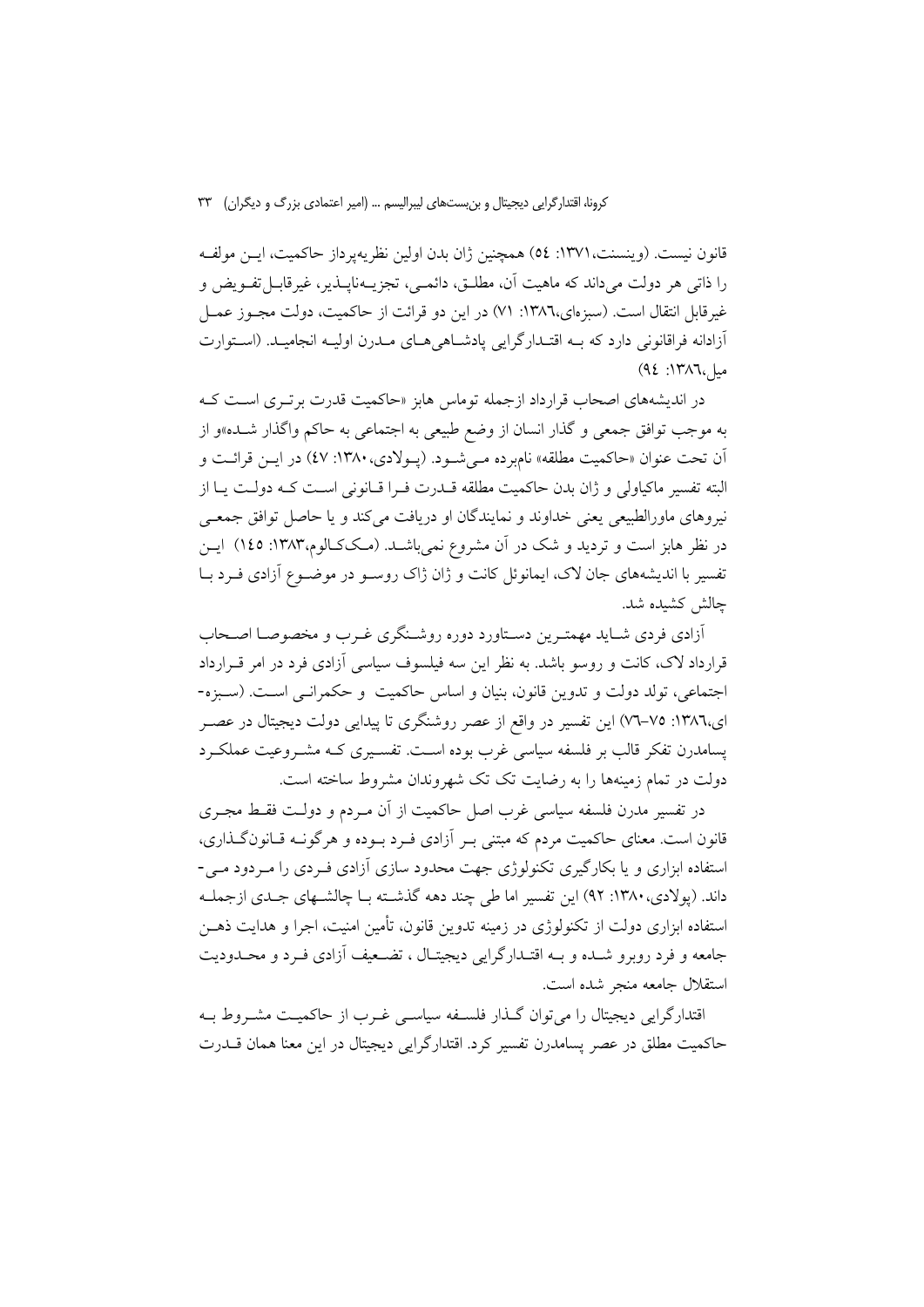قانون نیست. (وینسنت،۱۳۷۱: ٥٤) همچنین ژان بدن اولین نظریه‌پرداز حاکمیت، این مولفه را ذاتی هر دولت می‌داند که ماهیت آن، مطلق، دائمی، تجزیه‌ناپذیر، غیرقابل‌تفویض و غیرقابل انتقال است. (سبزه‌ای،۱۳۸٦: ۷۱) در این دو قرائت از حاکمیت، دولت مجوز عمل آزادانه فراقانونی دارد که به اقتدارگرایی پادشاهی‌های مدرن اولیه انجامید. (استوارت میل،۱۳۸٦: ۹٤)

در اندیشه‌های اصحاب قرارداد ازجمله توماس هابز «حاکمیت قدرت برتری است که به موجب توافق جمعی و گذار انسان از وضع طبیعی به اجتماعی به حاکم واگذار شده»و از آن تحت عنوان «حاکمیت مطلقه» نام‌برده می‌شود. (پولادی،۱۳۸۰: ٤۷) در این قرائت و البته تفسیر ماکیاولی و ژان بدن حاکمیت مطلقه قدرت فرا قانونی است که دولت یا از نیروهای ماورالطبیعی یعنی خداوند و نمایندگان او دریافت می‌کند و یا حاصل توافق جمعی در نظر هابز است و تردید و شک در آن مشروع نمی‌باشد. (مک‌کالوم،۱۳۸۳: ۱٤٥) این تفسیر با اندیشه‌های جان لاک، ایمانوئل کانت و ژان ژاک روسو در موضوع آزادی فرد با چالش کشیده شد.

آزادی فردی شاید مهمترین دستاورد دوره روشنگری غرب و مخصوصا اصحاب قرارداد لاک، کانت و روسو باشد. به نظر این سه فیلسوف سیاسی آزادی فرد در امر قرارداد اجتماعی، تولد دولت و تدوین قانون، بنیان و اساس حاکمیت و حکمرانی است. (سبزه‌ای،۱۳۸٦: ۷٥–۷٦) این تفسیر در واقع از عصر روشنگری تا پیدایی دولت دیجیتال در عصر پسامدرن تفکر قالب بر فلسفه سیاسی غرب بوده است. تفسیری که مشروعیت عملکرد دولت در تمام زمینه‌ها را به رضایت تک تک شهروندان مشروط ساخته است.

در تفسیر مدرن فلسفه سیاسی غرب اصل حاکمیت از آن مردم و دولت فقط مجری قانون است. معنای حاکمیت مردم که مبتنی بر آزادی فرد بوده و هرگونه قانون‌گذاری، استفاده ابزاری و یا بکارگیری تکنولوژی جهت محدود سازی آزادی فردی را مردود می‌داند. (پولادی،۱۳۸۰: ۹۲) این تفسیر اما طی چند دهه گذشته با چالشهای جدی ازجمله استفاده ابزاری دولت از تکنولوژی در زمینه تدوین قانون، تأمین امنیت، اجرا و هدایت ذهن جامعه و فرد روبرو شده و به اقتدارگرایی دیجیتال ، تضعیف آزادی فرد و محدودیت استقلال جامعه منجر شده است.

اقتدارگرایی دیجیتال را می‌توان گذار فلسفه سیاسی غرب از حاکمیت مشروط به حاکمیت مطلق در عصر پسامدرن تفسیر کرد. اقتدارگرایی دیجیتال در این معنا همان قدرت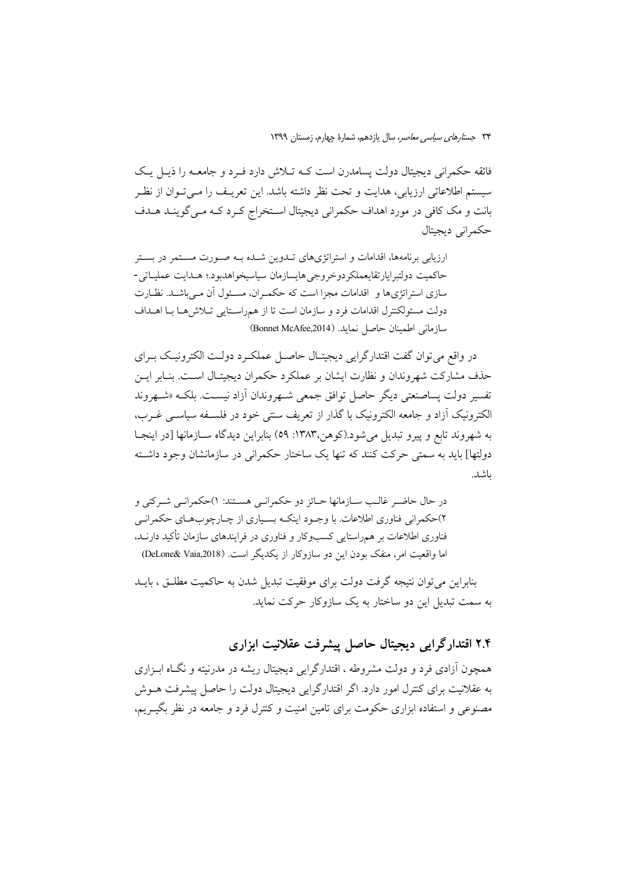فائقه حکمرانی دیجیتال دولت پسامدرن است کـه تـلاش دارد فـرد و جامعـه را ذیـل یـک سیستم اطلاعاتی ارزیابی، هدایت و تحت نظر داشته باشد. این تعریـف را مـی‌تـوان از نظـر بانت و مک کافی در مورد اهداف حکمرانی دیجیتال اسـتخراج کـرد کـه مـی‌گوینـد هـدف حکمرانی دیجیتال

> ارزیابی برنامه‌ها، اقدامات و استراتژی‌های تـدوین شـده بـه صـورت مسـتمر در بسـتر حاکمیت دولتبرایارتقایعملکردوخروجی‌هایسازمان سیاسیخواهدبود؛ هـدایت عملیـاتی-سازی استراتژی‌ها و اقدامات مجزا است که حکمـران، مسـئول آن مـی‌باشـد. نظـارت دولت مسئولکنترل اقدامات فرد و سازمان است تا از هم‌راسـتایی تـلاش‌هـا بـا اهـداف سازمانی اطمینان حاصل نماید. (Bonnet McAfee,2014)

در واقع می‌توان گفت اقتدارگرایی دیجیتـال حاصـل عملکـرد دولـت الکترونیـک بـرای حذف مشارکت شهروندان و نظارت ایشان بر عملکرد حکمران دیجیتـال اسـت. بنـابر ایـن تفسیر دولت پساصنعتی دیگر حاصل توافق جمعی شـهروندان آزاد نیسـت. بلکـه «شـهروند الکترونیک آزاد و جامعه الکترونیک با گذار از تعریف سنتی خود در فلسـفه سیاسـی غـرب، به شهروند تابع و پیرو تبدیل می‌شود.(کوهن،۱۳۸۳: ۵۹) بنابراین دیدگاه سـازمانها [در اینجـا دولتها] باید به سمتی حرکت کنند که تنها یک ساختار حکمرانی در سازمانشان وجود داشـته باشد.

> در حال حاضـر غالـب سـازمانها حـائز دو حکمرانـی هسـتند: ۱)حکمرانـی شـرکتی و ۲)حکمرانی فناوری اطلاعات. با وجـود اینکـه بسـیاری از چـارچوب‌هـای حکمرانـی فناوری اطلاعات بر هم‌راستایی کسب‌وکار و فناوری در فرایندهای سازمان تأکید دارنـد، اما واقعیت امر، منفک بودن این دو سازوکار از یکدیگر است. (DeLone& Vaia,2018)

بنابراین می‌توان نتیجه گرفت دولت برای موفقیت تبدیل شدن به حاکمیت مطلـق ، بایـد به سمت تبدیل این دو ساختار به یک سازوکار حرکت نماید.

## ۲.۴ اقتدارگرایی دیجیتال حاصل پیشرفت عقلانیت ابزاری

همچون آزادی فرد و دولت مشروطه ، اقتدارگرایی دیجیتال ریشه در مدرنیته و نگـاه ابـزاری به عقلانیت برای کنترل امور دارد. اگر اقتدارگرایی دیجیتال دولت را حاصل پیشرفت هـوش مصنوعی و استفاده ابزاری حکومت برای تامین امنیت و کنترل فرد و جامعه در نظر بگیـریم،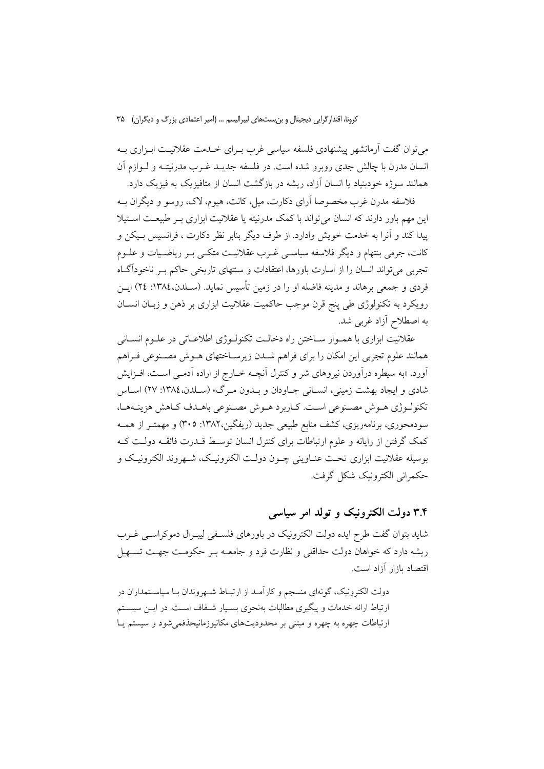می‌توان گفت آرمانشهر پیشنهادی فلسفه سیاسی غرب بـرای خـدمت عقلانیـت ابـزاری بـه انسان مدرن با چالش جدی روبرو شده است. در فلسفه جدیـد غـرب مدرنیتـه و لـوازم آن همانند سوژه خودبنیاد یا انسان آزاد، ریشه در بازگشت انسان از متافیزیک به فیزیک دارد.

فلاسفه مدرن غرب مخصوصا آرای دکارت، میل، کانت، هیوم، لاک، روسو و دیگران بـه این مهم باور دارند که انسان می‌تواند با کمک مدرنیته یا عقلانیت ابزاری بـر طبیعـت اسـتیلا پیدا کند و آنرا به خدمت خویش وادارد. از طرف دیگر بنابر نظر دکارت ، فرانسیس بـیکن و کانت، جرمی بنتهام و دیگر فلاسفه سیاسـی غـرب عقلانیـت متکـی بـر ریاضـیات و علـوم تجربی می‌تواند انسان را از اسارت باورها، اعتقادات و سنتهای تاریخی حاکم بـر ناخودآگـاه فردی و جمعی برهاند و مدینه فاضله او را در زمین تأسیس نماید. (سـلدن،۱۳۸٤: ۲٤) ایـن رویکرد به تکنولوژی طی پنج قرن موجب حاکمیت عقلانیت ابزاری بر ذهن و زبـان انسـان به اصطلاح آزاد غربی شد.

عقلانیت ابزاری با همـوار سـاختن راه دخالـت تکنولـوژی اطلاعـاتی در علـوم انسـانی همانند علوم تجربی این امکان را برای فراهم شـدن زیرسـاختهای هـوش مصـنوعی فـراهم آورد. «به سیطره درآوردن نیروهای شر و کنترل آنچـه خـارج از اراده آدمـی اسـت، افـزایش شادی و ایجاد بهشت زمینی، انسـانی جـاودان و بـدون مـرگ» (سـلدن،۱۳۸٤: ۲۷) اسـاس تکنولـوژی هـوش مصـنوعی اسـت. کـاربرد هـوش مصـنوعی باهـدف کـاهش هزینـه‌هـا، سودمحوری، برنامه‌ریزی، کشف منابع طبیعی جدید (ریفگین،۱۳۸۲: ۳۰۵) و مهمتـر از همـه کمک گرفتن از رایانه و علوم ارتباطات برای کنترل انسان توسـط قـدرت فائقـه دولـت کـه بوسیله عقلانیت ابزاری تحـت عنـاوینی چـون دولـت الکترونیـک، شـهروند الکترونیـک و حکمرانی الکترونیک شکل گرفت.

## ۳.۴ دولت الکترونیک و تولد امر سیاسی

شاید بتوان گفت طرح ایده دولت الکترونیک در باورهای فلسـفی لیبـرال دموکراسـی غـرب ریشه دارد که خواهان دولت حداقلی و نظارت فرد و جامعـه بـر حکومـت جهـت تسـهیل اقتصاد بازار آزاد است.

> دولت الکترونیک، گونه‌ای منسجم و کارآمـد از ارتبـاط شـهروندان بـا سیاسـتمداران در ارتباط ارائه خدمات و پیگیری مطالبات به‌نحوی بسـیار شـفاف اسـت. در ایـن سیسـتم ارتباطات چهره به چهره و مبتنی بر محدودیت‌های مکانیوزمانیحذفمی‌شود و سیستم یـا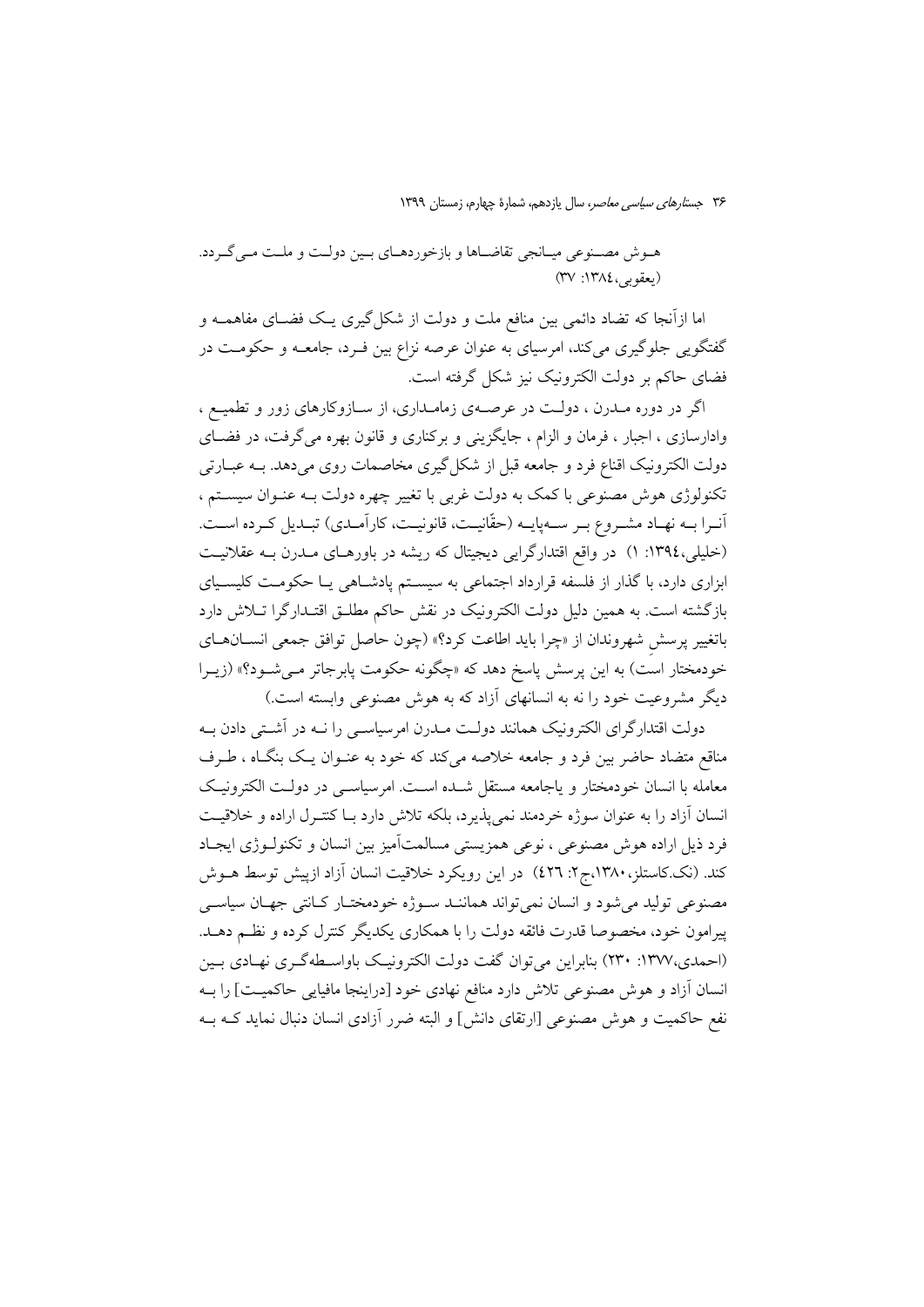هـوش مصـنوعی میـانجی تقاضـاها و بازخوردهـای بـین دولـت و ملـت مـی‌گـردد. (یعقوبی،۱۳۸٤: ۳۷)

اما ازآنجا که تضاد دائمی بین منافع ملت و دولت از شکل‌گیری یـک فضـای مفاهمـه و گفتگویی جلوگیری می‌کند، امرسیای به عنوان عرصه نزاع بین فـرد، جامعـه و حکومـت در فضای حاکم بر دولت الکترونیک نیز شکل گرفته است.

اگر در دوره مـدرن ، دولـت در عرصـه‌ی زمامـداری، از سـازوکارهای زور و تطمیـع ، وادارسازی ، اجبار ، فرمان و الزام ، جایگزینی و برکناری و قانون بهره می‌گرفت، در فضـای دولت الکترونیک اقناع فرد و جامعه قبل از شکل‌گیری مخاصمات روی می‌دهد. بـه عبـارتی تکنولوژی هوش مصنوعی با کمک به دولت غربی با تغییر چهره دولت بـه عنـوان سیسـتم ، آنـرا بـه نهـاد مشـروع بـر سـه‌پایـه (حقّانیـت، قانونیـت، کارآمـدی) تبـدیل کـرده اسـت. (خلیلی،۱۳۹٤: ۱) در واقع اقتدارگرایی دیجیتال که ریشه در باورهـای مـدرن بـه عقلانیـت ابزاری دارد، با گذار از فلسفه قرارداد اجتماعی به سیسـتم پادشـاهی یـا حکومـت کلیسـیای بازگشته است. به همین دلیل دولت الکترونیک در نقش حاکم مطلـق اقتـدارگرا تـلاش دارد باتغییر پرسشِ شهروندان از «چرا باید اطاعت کرد؟» (چون حاصل توافق جمعی انسـان‌هـای خودمختار است) به این پرسش پاسخ دهد که «چگونه حکومت پابرجاتر مـی‌شـود؟» (زیـرا دیگر مشروعیت خود را نه به انسانهای آزاد که به هوش مصنوعی وابسته است.)

دولت اقتدارگرای الکترونیک همانند دولـت مـدرن امرسیاسـی را نـه در آشـتی دادن بـه مناقع متضاد حاضر بین فرد و جامعه خلاصه می‌کند که خود به عنـوان یـک بنگـاه ، طـرف معامله با انسان خودمختار و یاجامعه مستقل شـده اسـت. امرسیاسـی در دولـت الکترونیـک انسان آزاد را به عنوان سوژه خردمند نمی‌پذیرد، بلکه تلاش دارد بـا کنتـرل اراده و خلاقیـت فرد ذیل اراده هوش مصنوعی ، نوعی همزیستی مسالمت‌آمیز بین انسان و تکنولـوژی ایجـاد کند. (نک.کاستلز،۱۳۸۰،ج۲: ٤۲٦) در این رویکرد خلاقیت انسان آزاد ازپیش توسط هـوش مصنوعی تولید می‌شود و انسان نمی‌تواند همانـند سـوژه خودمختـار کـانتی جهـان سیاسـی پیرامون خود، مخصوصا قدرت فائقه دولت را با همکاری یکدیگر کنترل کرده و نظـم دهـد. (احمدی،۱۳۷۷: ۲۳۰) بنابراین می‌توان گفت دولت الکترونیـک باواسـطه‌گـری نهـادی بـین انسان آزاد و هوش مصنوعی تلاش دارد منافع نهادی خود [دراینجا مافیایی حاکمیـت] را بـه نفع حاکمیت و هوش مصنوعی [ارتقای دانش] و البته ضرر آزادی انسان دنبال نماید کـه بـه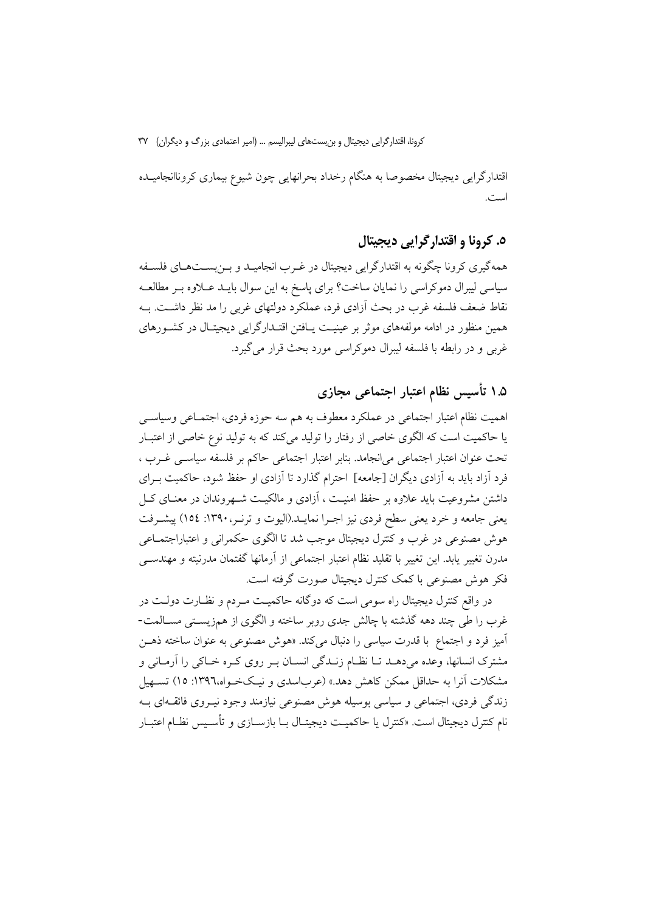اقتدارگرایی دیجیتال مخصوصا به هنگام رخداد بحرانهایی چون شیوع بیماری کروناانجامیده است.

## ۵. کرونا و اقتدارگرایی دیجیتال

همه‌گیری کرونا چگونه به اقتدارگرایی دیجیتال در غرب انجامید و بن‌بست‌های فلسفه سیاسی لیبرال دموکراسی را نمایان ساخت؟ برای پاسخ به این سوال باید علاوه بر مطالعه نقاط ضعف فلسفه غرب در بحث آزادی فرد، عملکرد دولتهای غربی را مد نظر داشت. به همین منظور در ادامه مولفه‌های موثر بر عینیت یافتن اقتدارگرایی دیجیتال در کشورهای غربی و در رابطه با فلسفه لیبرال دموکراسی مورد بحث قرار می‌گیرد.

### ۱.۵ تأسیس نظام اعتبار اجتماعی مجازی

اهمیت نظام اعتبار اجتماعی در عملکرد معطوف به هم سه حوزه فردی، اجتماعی وسیاسی یا حاکمیت است که الگوی خاصی از رفتار را تولید می‌کند که به تولید نوع خاصی از اعتبار تحت عنوان اعتبار اجتماعی می‌انجامد. بنابر اعتبار اجتماعی حاکم بر فلسفه سیاسی غرب ، فرد آزاد باید به آزادی دیگران [جامعه] احترام گذارد تا آزادی او حفظ شود، حاکمیت برای داشتن مشروعیت باید علاوه بر حفظ امنیت ، آزادی و مالکیت شهروندان در معنای کل یعنی جامعه و خرد یعنی سطح فردی نیز اجرا نماید.(الیوت و ترنر،۱۳۹۰: ۱۵٤) پیشرفت هوش مصنوعی در غرب و کنترل دیجیتال موجب شد تا الگوی حکمرانی و اعتباراجتماعی مدرن تغییر یابد. این تغییر با تقلید نظام اعتبار اجتماعی از آرمانها گفتمان مدرنیته و مهندسی فکر هوش مصنوعی با کمک کنترل دیجیتال صورت گرفته است.

در واقع کنترل دیجیتال راه سومی است که دوگانه حاکمیت مردم و نظارت دولت در غرب را طی چند دهه گذشته با چالش جدی روبر ساخته و الگوی از همزیستی مسالمت-آمیز فرد و اجتماع با قدرت سیاسی را دنبال می‌کند. «هوش مصنوعی به عنوان ساخته ذهن مشترک انسانها، وعده می‌دهد تا نظام زندگی انسان بر روی کره خاکی را آرمانی و مشکلات آنرا به حداقل ممکن کاهش دهد.» (عرباسدی و نیک‌خواه،۱۳۹٦: ۱۵) تسهیل زندگی فردی، اجتماعی و سیاسی بوسیله هوش مصنوعی نیازمند وجود نیروی فائقه‌ای به نام کنترل دیجیتال است. «کنترل یا حاکمیت دیجیتال با بازسازی و تأسیس نظام اعتبار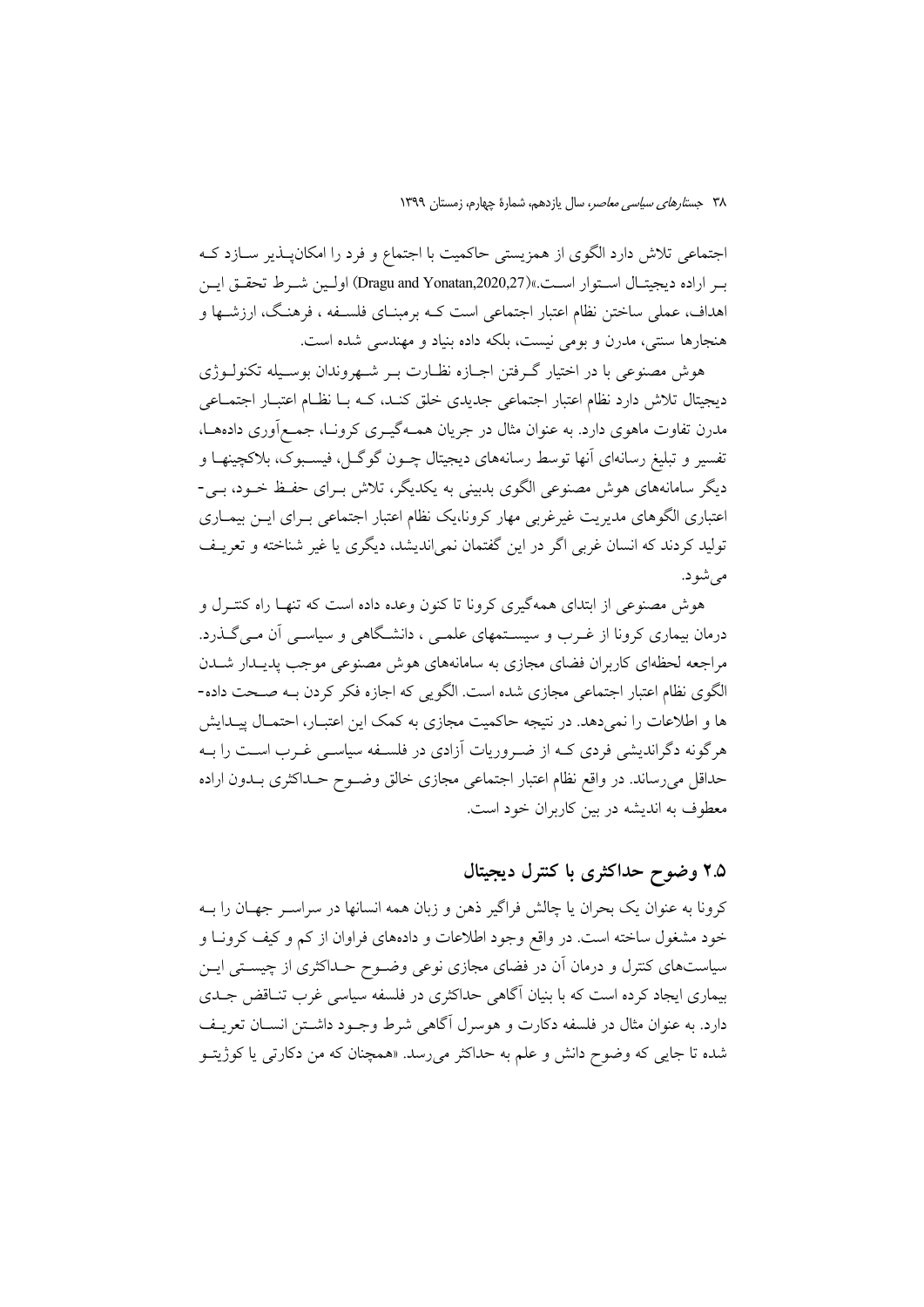اجتماعی تلاش دارد الگوی از همزیستی حاکمیت با اجتماع و فرد را امکان‌پـذیر سـازد کـه بـر اراده دیجیتـال اسـتوار اسـت.»(Dragu and Yonatan,2020,27) اولـین شـرط تحقـق ایـن اهداف، عملی ساختن نظام اعتبار اجتماعی است کـه برمبنـای فلسـفه ، فرهنـگ، ارزشـها و هنجارها سنتی، مدرن و بومی نیست، بلکه داده بنیاد و مهندسی شده است.

هوش مصنوعی با در اختیار گـرفتن اجـازه نظـارت بـر شـهروندان بوسـیله تکنولـوژی دیجیتال تلاش دارد نظام اعتبار اجتماعی جدیدی خلق کنـد، کـه بـا نظـام اعتبـار اجتمـاعی مدرن تفاوت ماهوی دارد. به عنوان مثال در جریان همـه‌گیـری کرونـا، جمـع‌آوری داده‌هـا، تفسیر و تبلیغ رسانه‌ای آنها توسط رسانه‌های دیجیتال چـون گوگـل، فیسـبوک، بلاکچینهـا و دیگر سامانه‌های هوش مصنوعی الگوی بدبینی به یکدیگر، تلاش بـرای حفـظ خـود، بـی-اعتباری الگوهای مدیریت غیرغربی مهار کرونا،یک نظام اعتبار اجتماعی بـرای ایـن بیمـاری تولید کردند که انسان غربی اگر در این گفتمان نمی‌اندیشد، دیگری یا غیر شناخته و تعریـف می‌شود.

هوش مصنوعی از ابتدای همه‌گیری کرونا تا کنون وعده داده است که تنهـا راه کنتـرل و درمان بیماری کرونا از غـرب و سیسـتمهای علمـی ، دانشـگاهی و سیاسـی آن مـی‌گـذرد. مراجعه لحظه‌ای کاربران فضای مجازی به سامانه‌های هوش مصنوعی موجب پدیـدار شـدن الگوی نظام اعتبار اجتماعی مجازی شده است. الگویی که اجازه فکر کردن بـه صـحت داده-ها و اطلاعات را نمی‌دهد. در نتیجه حاکمیت مجازی به کمک این اعتبـار، احتمـال پیـدایش هرگونه دگراندیشی فردی کـه از ضـروریات آزادی در فلسـفه سیاسـی غـرب اسـت را بـه حداقل می‌رساند. در واقع نظام اعتبار اجتماعی مجازی خالق وضـوح حـداکثری بـدون اراده معطوف به اندیشه در بین کاربران خود است.

## ۲.۵ وضوح حداکثری با کنترل دیجیتال

کرونا به عنوان یک بحران یا چالش فراگیر ذهن و زبان همه انسانها در سراسـر جهـان را بـه خود مشغول ساخته است. در واقع وجود اطلاعات و داده‌های فراوان از کم و کیف کرونـا و سیاست‌های کنترل و درمان آن در فضای مجازی نوعی وضـوح حـداکثری از چیسـتی ایـن بیماری ایجاد کرده است که با بنیان آگاهی حداکثری در فلسفه سیاسی غرب تنـاقض جـدی دارد. به عنوان مثال در فلسفه دکارت و هوسرل آگاهی شرط وجـود داشـتن انسـان تعریـف شده تا جایی که وضوح دانش و علم به حداکثر می‌رسد. «همچنان که من دکارتی یا کوژیتـو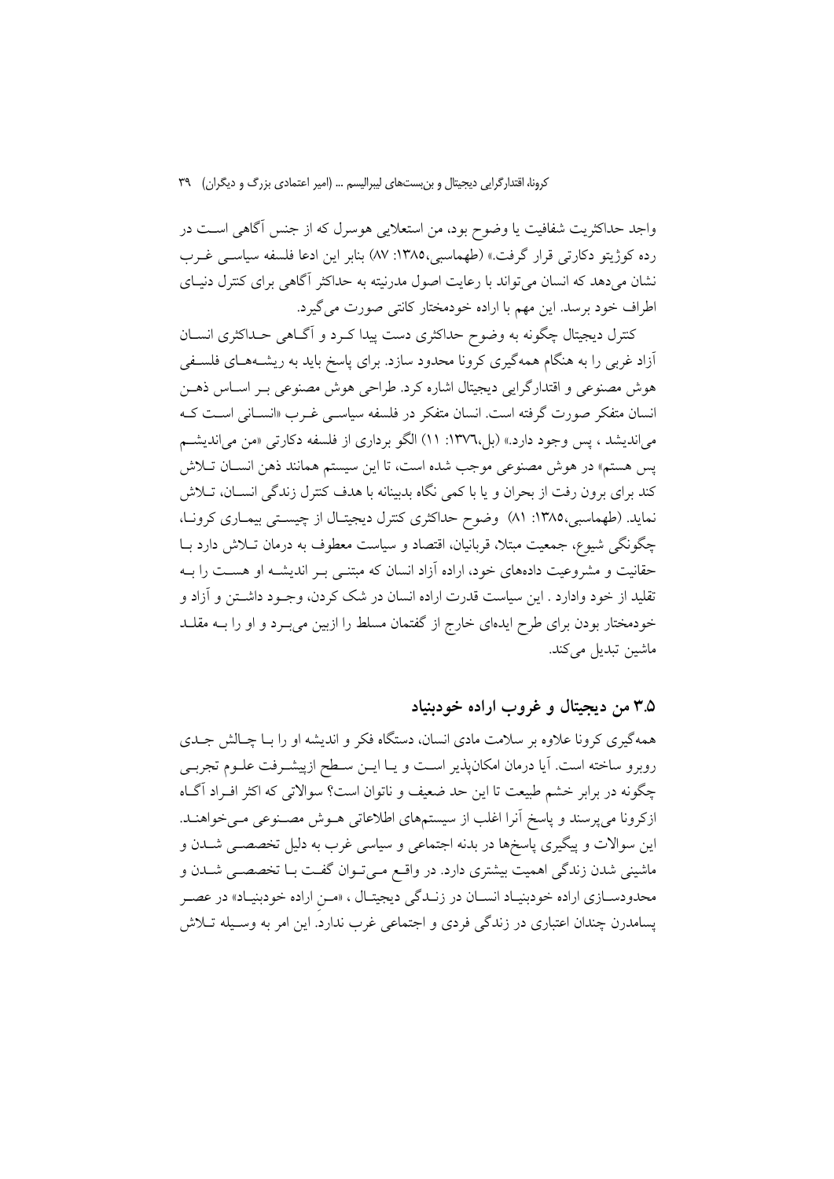واجد حداکثریت شفافیت یا وضوح بود، من استعلایی هوسرل که از جنس آگاهی است در رده کوژیتو دکارتی قرار گرفت.» (طهماسبی،۱۳۸۵: ۸۷) بنابر این ادعا فلسفه سیاسی غرب نشان می‌دهد که انسان می‌تواند با رعایت اصول مدرنیته به حداکثر آگاهی برای کنترل دنیای اطراف خود برسد. این مهم با اراده خودمختار کانتی صورت می‌گیرد.

کنترل دیجیتال چگونه به وضوح حداکثری دست پیدا کرد و آگاهی حداکثری انسان آزاد غربی را به هنگام همه‌گیری کرونا محدود سازد. برای پاسخ باید به ریشه‌های فلسفی هوش مصنوعی و اقتدارگرایی دیجیتال اشاره کرد. طراحی هوش مصنوعی بر اساس ذهن انسان متفکر صورت گرفته است. انسان متفکر در فلسفه سیاسی غرب «انسانی است که می‌اندیشد ، پس وجود دارد.» (بل،۱۳۷٦: ۱۱) الگو برداری از فلسفه دکارتی «من می‌اندیشم پس هستم» در هوش مصنوعی موجب شده است، تا این سیستم همانند ذهن انسان تلاش کند برای برون رفت از بحران و یا با کمی نگاه بدبینانه با هدف کنترل زندگی انسان، تلاش نماید. (طهماسبی،۱۳۸۵: ۸۱) وضوح حداکثری کنترل دیجیتال از چیستی بیماری کرونا، چگونگی شیوع، جمعیت مبتلا، قربانیان، اقتصاد و سیاست معطوف به درمان تلاش دارد با حقانیت و مشروعیت داده‌های خود، اراده آزاد انسان که مبتنی بر اندیشه او هست را به تقلید از خود وادارد . این سیاست قدرت اراده انسان در شک کردن، وجود داشتن و آزاد و خودمختار بودن برای طرح ایده‌ای خارج از گفتمان مسلط را ازبین می‌برد و او را به مقلد ماشین تبدیل می‌کند.

## ۳.۵ من دیجیتال و غروب اراده خودبنیاد

همه‌گیری کرونا علاوه بر سلامت مادی انسان، دستگاه فکر و اندیشه او را با چالش جدی روبرو ساخته است. آیا درمان امکان‌پذیر است و یا این سطح ازپیشرفت علوم تجربی چگونه در برابر خشم طبیعت تا این حد ضعیف و ناتوان است؟ سوالاتی که اکثر افراد آگاه ازکرونا می‌پرسند و پاسخ آنرا اغلب از سیستم‌های اطلاعاتی هوش مصنوعی می‌خواهند. این سوالات و پیگیری پاسخ‌ها در بدنه اجتماعی و سیاسی غرب به دلیل تخصصی شدن و ماشینی شدن زندگی اهمیت بیشتری دارد. در واقع می‌توان گفت با تخصصی شدن و محدودسازی اراده خودبنیاد انسان در زندگی دیجیتال ، «من اراده خودبنیاد» در عصر پسامدرن چندان اعتباری در زندگی فردی و اجتماعی غرب ندارد. این امر به وسیله تلاش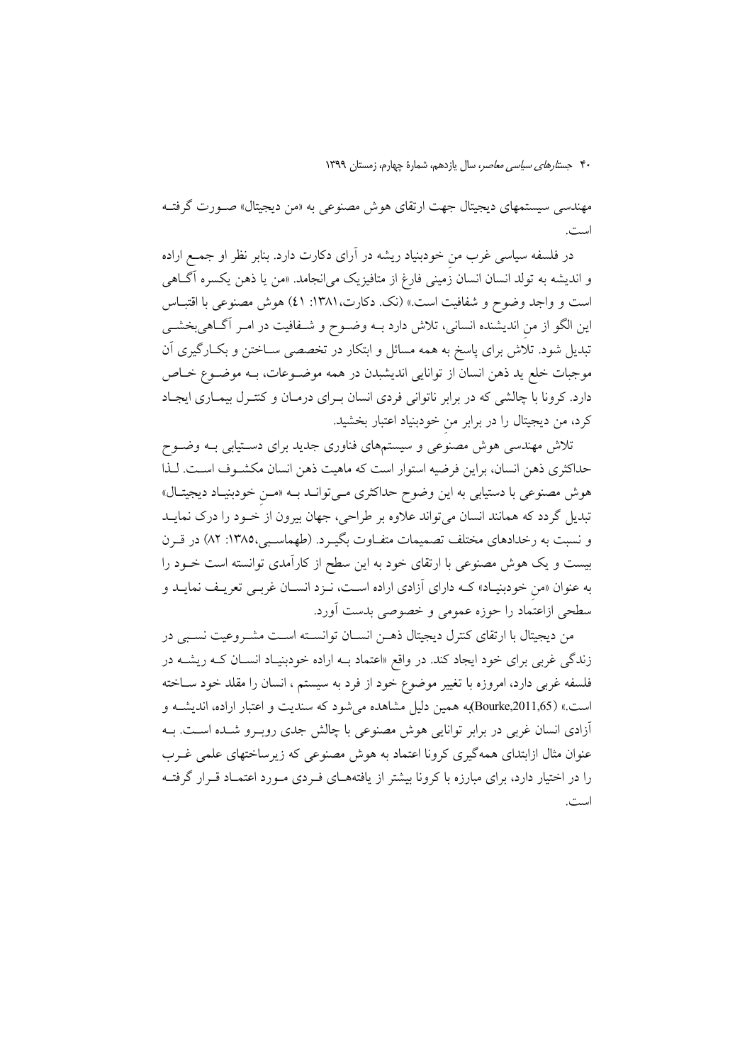مهندسی سیستمهای دیجیتال جهت ارتقای هوش مصنوعی به «من دیجیتال» صورت گرفته است.

در فلسفه سیاسی غرب منِ خودبنیاد ریشه در آرای دکارت دارد. بنابر نظر او جمع اراده و اندیشه به تولد انسان انسان زمینی فارغ از متافیزیک می‌انجامد. «من یا ذهن یکسره آگاهی است و واجد وضوح و شفافیت است.» (نک. دکارت،۱۳۸۱: ٤۱) هوش مصنوعی با اقتباس این الگو از منِ اندیشنده انسانی، تلاش دارد بـه وضـوح و شـفافیت در امـر آگـاهی‌بخشـی تبدیل شود. تلاش برای پاسخ به همه مسائل و ابتکار در تخصصی سـاختن و بکـارگیری آن موجبات خلع ید ذهن انسان از توانایی اندیشبدن در همه موضـوعات، بـه موضـوع خـاص دارد. کرونا با چالشی که در برابر ناتوانی فردی انسان بـرای درمـان و کنتـرل بیمـاری ایجـاد کرد، من دیجیتال را در برابر منِ خودبنیاد اعتبار بخشید.

تلاش مهندسی هوش مصنوعی و سیستمهای فناوری جدید برای دسـتیابی بـه وضـوح حداکثری ذهن انسان، براین فرضیه استوار است که ماهیت ذهن انسان مکشـوف اسـت. لـذا هوش مصنوعی با دستیابی به این وضوح حداکثری مـی‌توانـد بـه «مـنِ خودبنیـاد دیجیتـال» تبدیل گردد که همانند انسان می‌تواند علاوه بر طراحی، جهان بیرون از خـود را درک نمایـد و نسبت به رخدادهای مختلف تصمیمات متفـاوت بگیـرد. (طهماسـبی،۱۳۸۵: ۸۲) در قـرن بیست و یک هوش مصنوعی با ارتقای خود به این سطح از کارآمدی توانسته است خـود را به عنوان «منِ خودبنیـاد» کـه دارای آزادی اراده اسـت، نـزد انسـان غربـی تعریـف نمایـد و سطحی ازاعتماد را حوزه عمومی و خصوصی بدست آورد.

من دیجیتال با ارتقای کنترل دیجیتال ذهـن انسـان توانسـته اسـت مشـروعیت نسـبی در زندگی غربی برای خود ایجاد کند. در واقع «اعتماد بـه اراده خودبنیـاد انسـان کـه ریشـه در فلسفه غربی دارد، امروزه با تغییر موضوع خود از فرد به سیستم ، انسان را مقلد خود سـاخته است.» (Bourke,2011,65)به همین دلیل مشاهده می‌شود که سندیت و اعتبار اراده، اندیشـه و آزادی انسان غربی در برابر توانایی هوش مصنوعی با چالش جدی روبـرو شـده اسـت. بـه عنوان مثال ازابتدای همه‌گیری کرونا اعتماد به هوش مصنوعی که زیرساختهای علمی غـرب را در اختیار دارد، برای مبارزه با کرونا بیشتر از یافته‌هـای فـردی مـورد اعتمـاد قـرار گرفتـه است.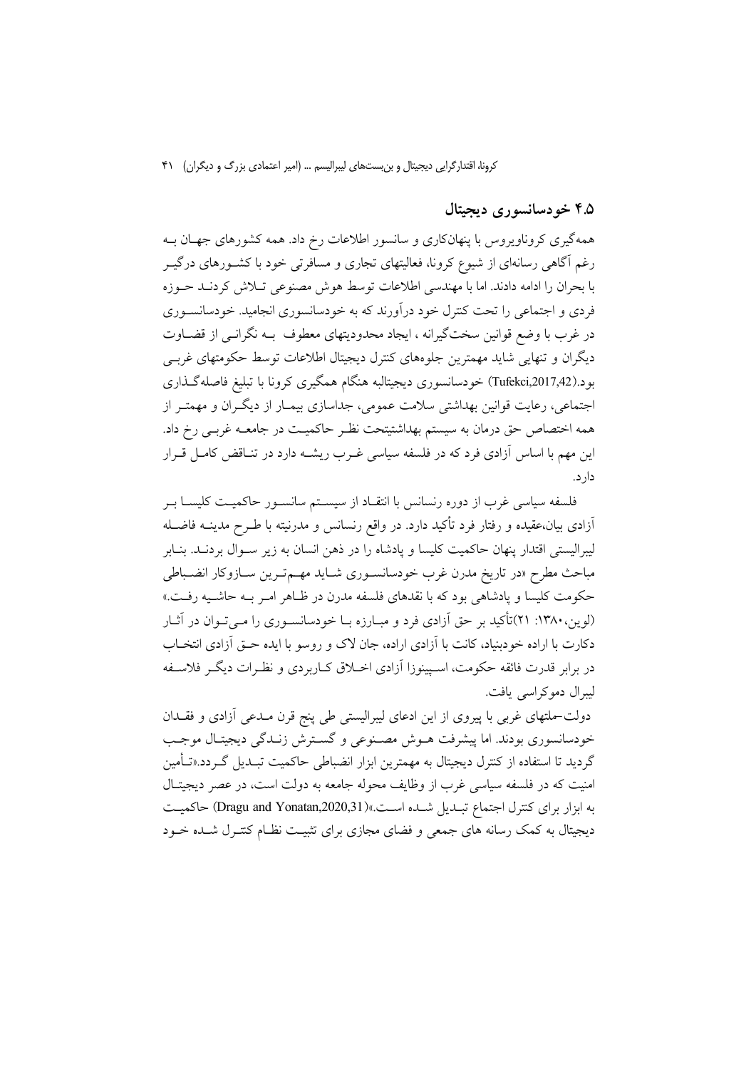## ۴.۵ خودسانسوری دیجیتال

همه‌گیری کروناویروس با پنهان‌کاری و سانسور اطلاعات رخ داد. همه کشورهای جهان به رغم آگاهی رسانه‌ای از شیوع کرونا، فعالیتهای تجاری و مسافرتی خود با کشورهای درگیر با بحران را ادامه دادند. اما با مهندسی اطلاعات توسط هوش مصنوعی تلاش کردند حوزه فردی و اجتماعی را تحت کنترل خود درآورند که به خودسانسوری انجامید. خودسانسوری در غرب با وضع قوانین سخت‌گیرانه ، ایجاد محدودیتهای معطوف به نگرانی از قضاوت دیگران و تنهایی شاید مهمترین جلوه‌های کنترل دیجیتال اطلاعات توسط حکومتهای غربی بود.(Tufekci,2017,42) خودسانسوری دیجیتالبه هنگام همگیری کرونا با تبلیغ فاصله‌گذاری اجتماعی، رعایت قوانین بهداشتی سلامت عمومی، جداسازی بیمار از دیگران و مهمتر از همه اختصاص حق درمان به سیستم بهداشتیتحت نظر حاکمیت در جامعه غربی رخ داد. این مهم با اساس آزادی فرد که در فلسفه سیاسی غرب ریشه دارد در تناقض کامل قرار دارد.

فلسفه سیاسی غرب از دوره رنسانس با انتقاد از سیستم سانسور حاکمیت کلیسا بر آزادی بیان،عقیده و رفتار فرد تأکید دارد. در واقع رنسانس و مدرنیته با طرح مدینه فاضله لیبرالیستی اقتدار پنهان حاکمیت کلیسا و پادشاه را در ذهن انسان به زیر سوال بردند. بنابر مباحث مطرح «در تاریخ مدرن غرب خودسانسوری شاید مهم‌ترین سازوکار انضباطی حکومت کلیسا و پادشاهی بود که با نقدهای فلسفه مدرن در ظاهر امر به حاشیه رفت.» (لوین،۱۳۸۰: ۲۱)تأکید بر حق آزادی فرد و مبارزه با خودسانسوری را می‌توان در آثار دکارت با اراده خودبنیاد، کانت با آزادی اراده، جان لاک و روسو با ایده حق آزادی انتخاب در برابر قدرت فائقه حکومت، اسپینوزا آزادی اخلاق کاربردی و نظرات دیگر فلاسفه لیبرال دموکراسی یافت.

دولت-ملتهای غربی با پیروی از این ادعای لیبرالیستی طی پنج قرن مدعی آزادی و فقدان خودسانسوری بودند. اما پیشرفت هوش مصنوعی و گسترش زندگی دیجیتال موجب گردید تا استفاده از کنترل دیجیتال به مهمترین ابزار انضباطی حاکمیت تبدیل گردد.«تأمین امنیت که در فلسفه سیاسی غرب از وظایف محوله جامعه به دولت است، در عصر دیجیتال به ابزار برای کنترل اجتماع تبدیل شده است.»(Dragu and Yonatan,2020,31) حاکمیت دیجیتال به کمک رسانه های جمعی و فضای مجازی برای تثبیت نظام کنترل شده خود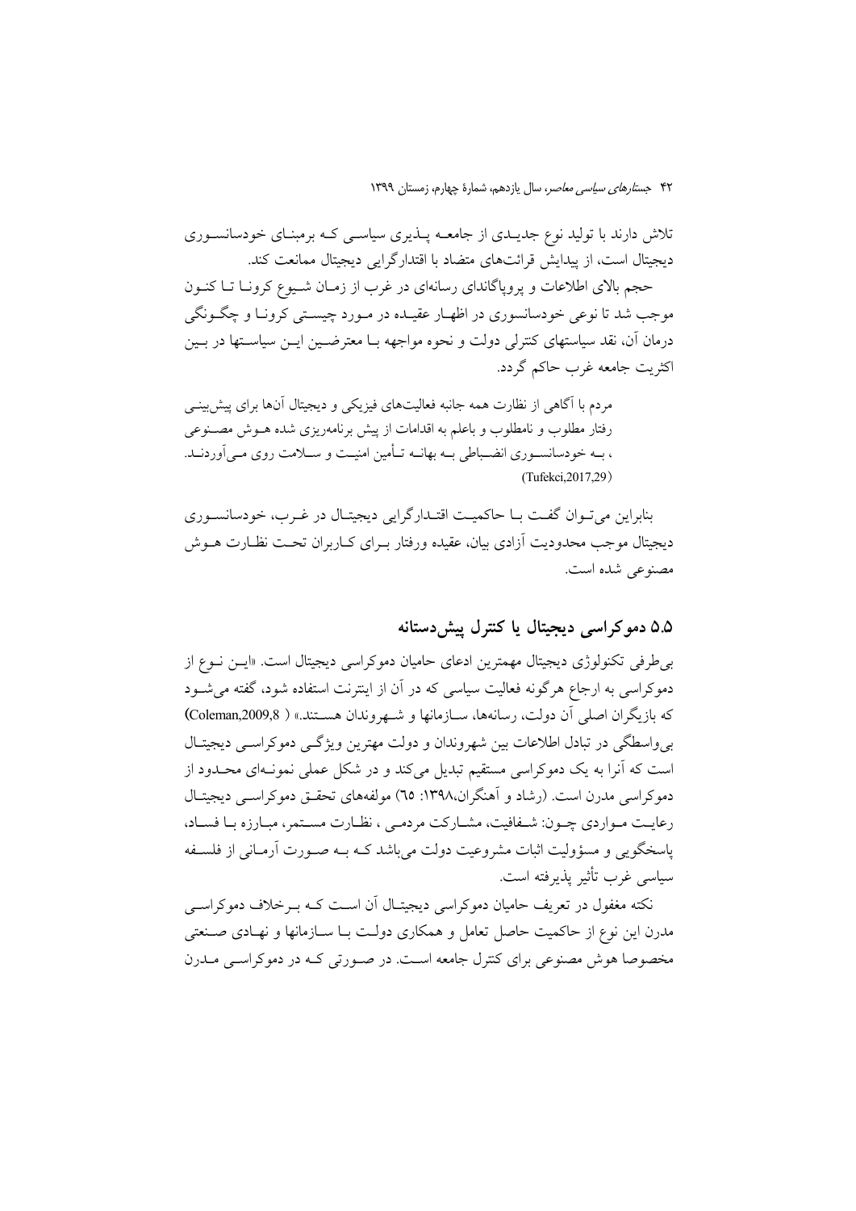تلاش دارند با تولید نوع جدیدی از جامعه پذیری سیاسی که برمبنای خودسانسوری دیجیتال است، از پیدایش قرائت‌های متضاد با اقتدارگرایی دیجیتال ممانعت کند.

حجم بالای اطلاعات و پروپاگاندای رسانه‌ای در غرب از زمان شیوع کرونا تا کنون موجب شد تا نوعی خودسانسوری در اظهار عقیده در مورد چیستی کرونا و چگونگی درمان آن، نقد سیاستهای کنترلی دولت و نحوه مواجهه با معترضین این سیاستها در بین اکثریت جامعه غرب حاکم گردد.

> مردم با آگاهی از نظارت همه جانبه فعالیت‌های فیزیکی و دیجیتال آنها برای پیش‌بینی رفتار مطلوب و نامطلوب و باعلم به اقدامات از پیش برنامه‌ریزی شده هوش مصنوعی ، به خودسانسوری انضباطی به بهانه تأمین امنیت و سلامت روی می‌آوردند. (Tufekci,2017,29)

بنابراین می‌توان گفت با حاکمیت اقتدارگرایی دیجیتال در غرب، خودسانسوری دیجیتال موجب محدودیت آزادی بیان، عقیده ورفتار برای کاربران تحت نظارت هوش مصنوعی شده است.

## ۵.۵ دموکراسی دیجیتال یا کنترل پیش‌دستانه

بی‌طرفی تکنولوژی دیجیتال مهمترین ادعای حامیان دموکراسی دیجیتال است. «این نوع از دموکراسی به ارجاع هرگونه فعالیت سیاسی که در آن از اینترنت استفاده شود، گفته می‌شود که بازیگران اصلی آن دولت، رسانه‌ها، سازمانها و شهروندان هستند.» (Coleman,2009,8) بی‌واسطگی در تبادل اطلاعات بین شهروندان و دولت مهترین ویژگی دموکراسی دیجیتال است که آنرا به یک دموکراسی مستقیم تبدیل می‌کند و در شکل عملی نمونه‌ای محدود از دموکراسی مدرن است. (رشاد و آهنگران،۱۳۹۸: ٦٥) مولفه‌های تحقق دموکراسی دیجیتال رعایت مواردی چون: شفافیت، مشارکت مردمی ، نظارت مستمر، مبارزه با فساد، پاسخگویی و مسؤولیت اثبات مشروعیت دولت می‌باشد که به صورت آرمانی از فلسفه سیاسی غرب تأثیر پذیرفته است.

نکته مغفول در تعریف حامیان دموکراسی دیجیتال آن است که برخلاف دموکراسی مدرن این نوع از حاکمیت حاصل تعامل و همکاری دولت با سازمانها و نهادی صنعتی مخصوصا هوش مصنوعی برای کنترل جامعه است. در صورتی که در دموکراسی مدرن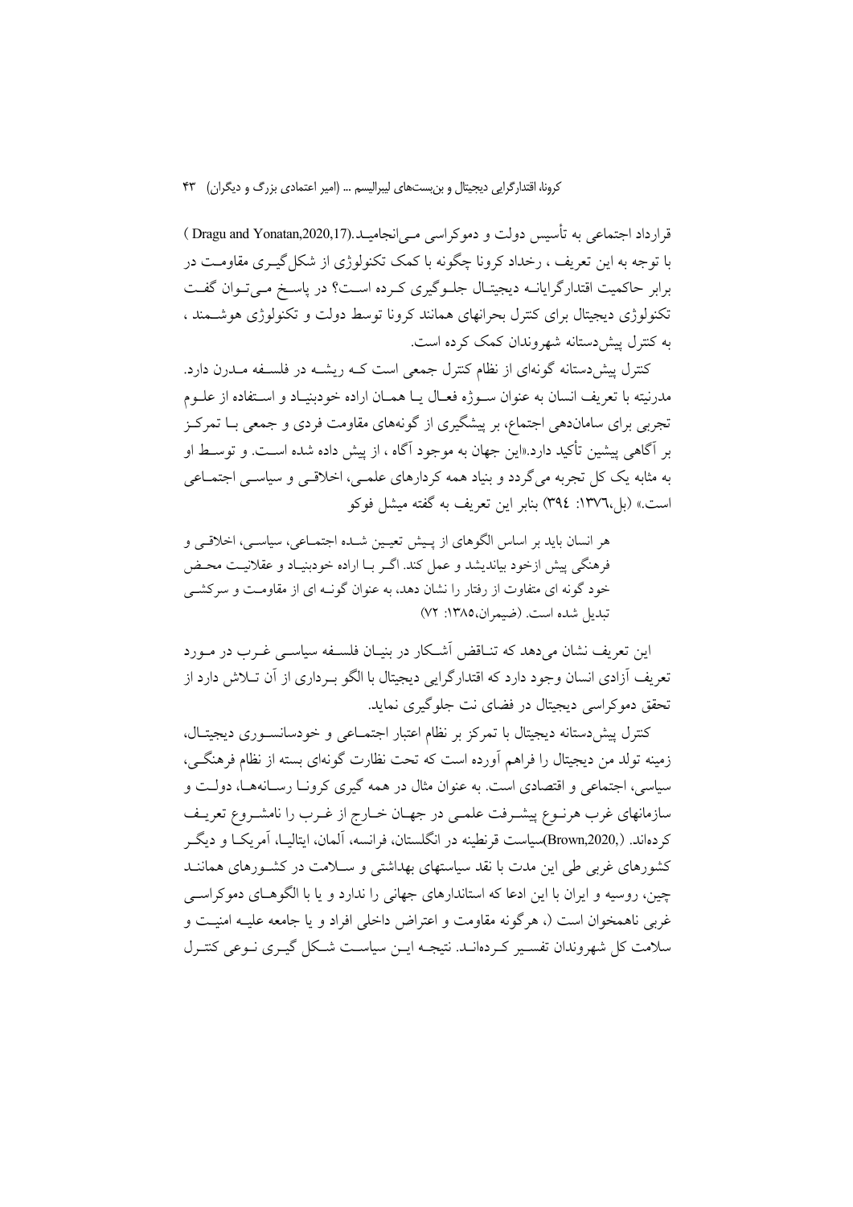قرارداد اجتماعی به تأسیس دولت و دموکراسی می‌انجامید.(Dragu and Yonatan,2020,17 ) با توجه به این تعریف ، رخداد کرونا چگونه با کمک تکنولوژی از شکل‌گیری مقاومت در برابر حاکمیت اقتدارگرایانه دیجیتال جلوگیری کرده است؟ در پاسخ می‌توان گفت تکنولوژی دیجیتال برای کنترل بحرانهای همانند کرونا توسط دولت و تکنولوژی هوشمند ، به کنترل پیش‌دستانه شهروندان کمک کرده است.

کنترل پیش‌دستانه گونه‌ای از نظام کنترل جمعی است که ریشه در فلسفه مدرن دارد. مدرنیته با تعریف انسان به عنوان سوژه فعال یا همان اراده خودبنیاد و استفاده از علوم تجربی برای سامان‌دهی اجتماع، بر پیشگیری از گونه‌های مقاومت فردی و جمعی با تمرکز بر آگاهی پیشین تأکید دارد.«این جهان به موجود آگاه ، از پیش داده شده است. و توسط او به مثابه یک کل تجربه می‌گردد و بنیاد همه کردارهای علمی، اخلاقی و سیاسی اجتماعی است.» (بل،١٣٧٦: ٣٩٤) بنابر این تعریف به گفته میشل فوکو

> هر انسان باید بر اساس الگوهای از پیش تعیین شده اجتماعی، سیاسی، اخلاقی و فرهنگی پیش ازخود بیاندیشد و عمل کند. اگر با اراده خودبنیاد و عقلانیت محض خود گونه ای متفاوت از رفتار را نشان دهد، به عنوان گونه ای از مقاومت و سرکشی تبدیل شده است. (ضیمران،١٣٨٥: ٧٢)

این تعریف نشان می‌دهد که تناقض آشکار در بنیان فلسفه سیاسی غرب در مورد تعریف آزادی انسان وجود دارد که اقتدارگرایی دیجیتال با الگو برداری از آن تلاش دارد از تحقق دموکراسی دیجیتال در فضای نت جلوگیری نماید.

کنترل پیش‌دستانه دیجیتال با تمرکز بر نظام اعتبار اجتماعی و خودسانسوری دیجیتال، زمینه تولد من دیجیتال را فراهم آورده است که تحت نظارت گونه‌ای بسته از نظام فرهنگی، سیاسی، اجتماعی و اقتصادی است. به عنوان مثال در همه گیری کرونا رسانه‌ها، دولت و سازمانهای غرب هرنوع پیشرفت علمی در جهان خارج از غرب را نامشروع تعریف کرده‌اند. (Brown,2020,)سیاست قرنطینه در انگلستان، فرانسه، آلمان، ایتالیا، آمریکا و دیگر کشورهای غربی طی این مدت با نقد سیاستهای بهداشتی و سلامت در کشورهای همانند چین، روسیه و ایران با این ادعا که استانداردهای جهانی را ندارد و یا با الگوهای دموکراسی غربی ناهمخوان است (، هرگونه مقاومت و اعتراض داخلی افراد و یا جامعه علیه امنیت و سلامت کل شهروندان تفسیر کرده‌اند. نتیجه این سیاست شکل گیری نوعی کنترل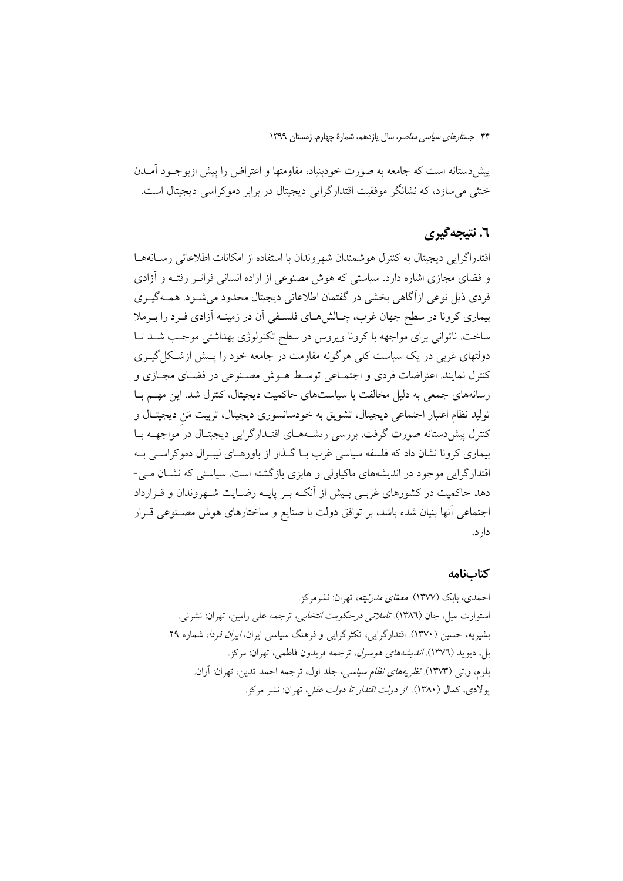پیش‌دستانه است که جامعه به صورت خودبنیاد، مقاومتها و اعتراض را پیش ازبوجـود آمـدن خنثی می‌سازد، که نشانگر موفقیت اقتدارگرایی دیجیتال در برابر دموکراسی دیجیتال است.

## ٦. نتیجه‌گیری

اقتدراگرایی دیجیتال به کنترل هوشمندان شهروندان با استفاده از امکانات اطلاعاتی رسـانه‌هـا و فضای مجازی اشاره دارد. سیاستی که هوش مصنوعی از اراده انسانی فراتـر رفتـه و آزادی فردی ذیل نوعی ازآگاهی بخشی در گفتمان اطلاعاتی دیجیتال محدود می‌شـود. همـه‌گیـری بیماری کرونا در سطح جهان غرب، چـالش‌هـای فلسـفی آن در زمینـه آزادی فـرد را بـرملا ساخت. ناتوانی برای مواجهه با کرونا ویروس در سطح تکنولوژی بهداشتی موجـب شـد تـا دولتهای غربی در یک سیاست کلی هرگونه مقاومت در جامعه خود را پـیش ازشـکل‌گیـری کنترل نمایند. اعتراضات فردی و اجتمـاعی توسـط هـوش مصـنوعی در فضـای مجـازی و رسانه‌های جمعی به دلیل مخالفت با سیاست‌های حاکمیت دیجیتال، کنترل شد. این مهـم بـا تولید نظام اعتبار اجتماعی دیجیتال، تشویق به خودسانسوری دیجیتال، تربیت مَن دیجیتـال و کنترل پیش‌دستانه صورت گرفت. بررسی ریشـه‌هـای اقتـدارگرایی دیجیتـال در مواجهـه بـا بیماری کرونا نشان داد که فلسفه سیاسی غرب بـا گـذار از باورهـای لیبـرال دموکراسـی بـه اقتدارگرایی موجود در اندیشه‌های ماکیاولی و هابزی بازگشته است. سیاستی که نشـان مـی-دهد حاکمیت در کشورهای غربـی بـیش از آنکـه بـر پایـه رضـایت شـهروندان و قـرارداد اجتماعی آنها بنیان شده باشد، بر توافق دولت با صنایع و ساختارهای هوش مصـنوعی قـرار دارد.

## کتاب‌نامه

احمدی، بابک (١٣٧٧). *معمّای مدرنیته*، تهران: نشرمرکز.

استوارت میل، جان (١٣٨٦). *تاملاتی درحکومت انتخابی*، ترجمه علی رامین، تهران: نشرنی.

بشیریه، حسین (١٣٧٠). اقتدارگرایی، تکثرگرایی و فرهنگ سیاسی ایران، *ایران فردا*، شماره ٢٩.

بل، دیوید (١٣٧٦). *اندیشه‌های هوسرل*، ترجمه فریدون فاطمی، تهران: مرکز.

بلوم، و.تی (١٣٧٣). *نظریه‌های نظام سیاسی*، جلد اول، ترجمه احمد تدین، تهران: آران.

پولادی، کمال (١٣٨٠). *از دولت اقتدار تا دولت عقل*، تهران: نشر مرکز.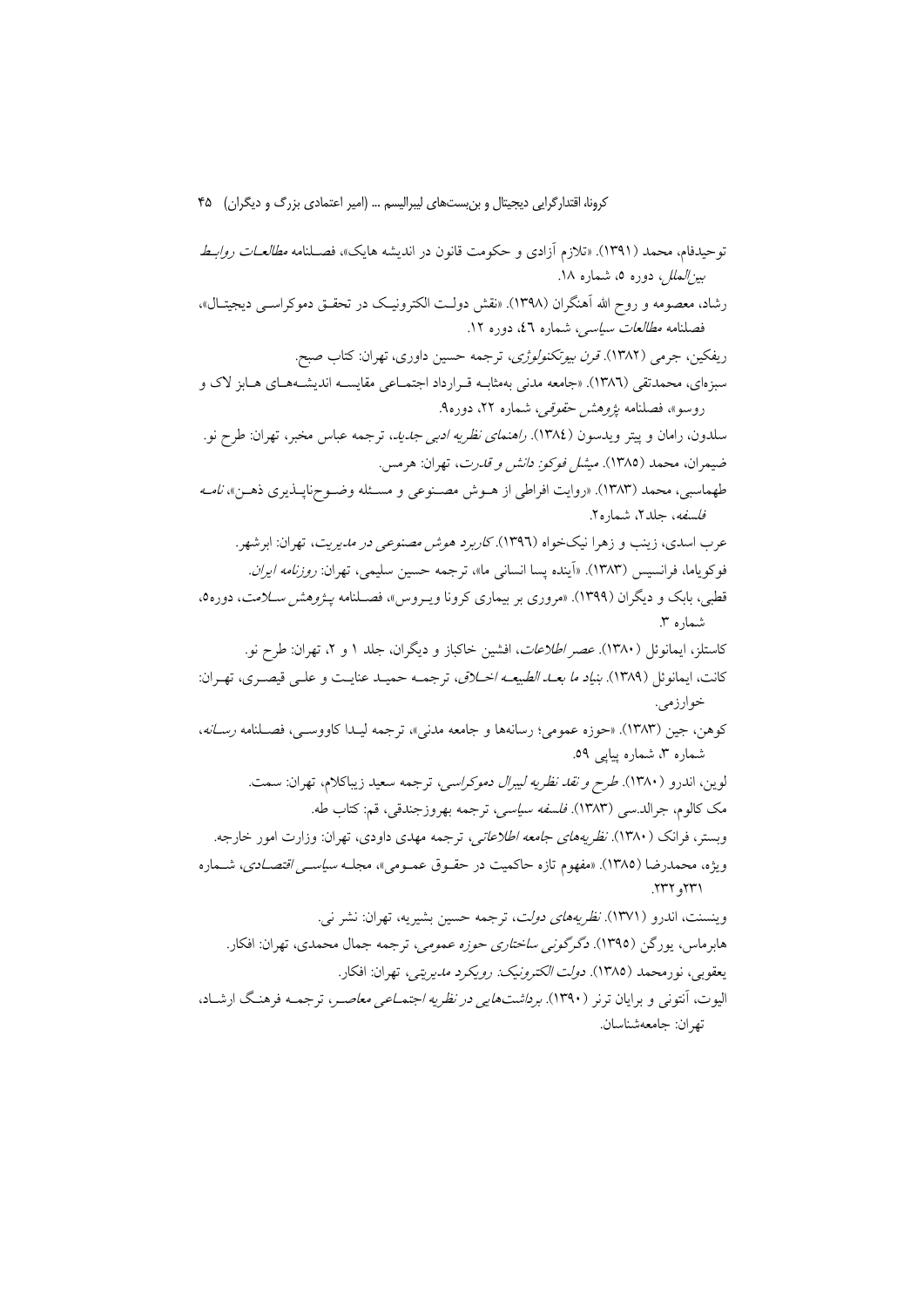توحیدفام، محمد (۱۳۹۱). «تلازم آزادی و حکومت قانون در اندیشه هایک»، فصلنامه *مطالعات روابط بین‌الملل*، دوره ۵، شماره ۱۸.

رشاد، معصومه و روح الله آهنگران (۱۳۹۸). «نقش دولت الکترونیک در تحقق دموکراسی دیجیتال»، فصلنامه *مطالعات سیاسی*، شماره ٤٦، دوره ۱۲.

ریفکین، جرمی (۱۳۸۲). *قرن بیوتکنولوژی*، ترجمه حسین داوری، تهران: کتاب صبح.

سبزه‌ای، محمدتقی (۱۳۸٦). «جامعه مدنی به‌مثابه قرارداد اجتماعی مقایسه اندیشه‌های هابز لاک و روسو»، فصلنامه *پژوهش حقوقی*، شماره ۲۲، دوره۹.

سلدون، رامان و پیتر ویدسون (۱۳۸٤). *راهنمای نظریه ادبی جدید*، ترجمه عباس مخبر، تهران: طرح نو.

ضیمران، محمد (۱۳۸۵). *میشل فوکو: دانش و قدرت*، تهران: هرمس.

طهماسبی، محمد (۱۳۸۳). «روایت افراطی از هوش مصنوعی و مسئله وضوح‌ناپذیری ذهن»، *نامه فلسفه*، جلد۲، شماره۲.

عرب اسدی، زینب و زهرا نیک‌خواه (۱۳۹٦). *کاربرد هوش مصنوعی در مدیریت*، تهران: ابرشهر.

فوکویاما، فرانسیس (۱۳۸۳). «آینده پسا انسانی ما»، ترجمه حسین سلیمی، تهران: *روزنامه ایران*.

قطبی، بابک و دیگران (۱۳۹۹). «مروری بر بیماری کرونا ویروس»، فصلنامه *پژوهش سلامت*، دوره۵، شماره ۳.

کاستلز، ایمانوئل (۱۳۸۰). *عصر اطلاعات*، افشین خاکباز و دیگران، جلد ۱ و ۲، تهران: طرح نو.

کانت، ایمانوئل (۱۳۸۹). *بنیاد ما بعد الطبیعه اخلاق*، ترجمه حمید عنایت و علی قیصری، تهران: خوارزمی.

کوهن، جین (۱۳۸۳). «حوزه عمومی؛ رسانه‌ها و جامعه مدنی»، ترجمه لیدا کاووسی، فصلنامه *رسانه*، شماره ۳، شماره پیاپی ٥۹.

لوین، اندرو (۱۳۸۰). *طرح و نقد نظریه لیبرال دموکراسی*، ترجمه سعید زیباکلام، تهران: سمت.

مک کالوم، جرالد.سی (۱۳۸۳). *فلسفه سیاسی*، ترجمه بهروزجندقی، قم: کتاب طه.

وبستر، فرانک (۱۳۸۰). *نظریه‌های جامعه اطلاعاتی*، ترجمه مهدی داودی، تهران: وزارت امور خارجه.

ویژه، محمدرضا (۱۳۸۵). «مفهوم تازه حاکمیت در حقوق عمومی»، مجله *سیاسی اقتصادی*، شماره ۲۳۱و ۲۳۲.

وینسنت، اندرو (۱۳۷۱). *نظریه‌های دولت*، ترجمه حسین بشیریه، تهران: نشر نی.

هابرماس، یورگن (۱۳۹۵). *دگرگونی ساختاری حوزه عمومی*، ترجمه جمال محمدی، تهران: افکار.

یعقوبی، نورمحمد (۱۳۸۵). *دولت الکترونیک: رویکرد مدیریتی*، تهران: افکار.

الیوت، آنتونی و برایان ترنر (۱۳۹۰). *برداشت‌هایی در نظریه اجتماعی معاصر*، ترجمه فرهنگ ارشاد، تهران: جامعه‌شناسان.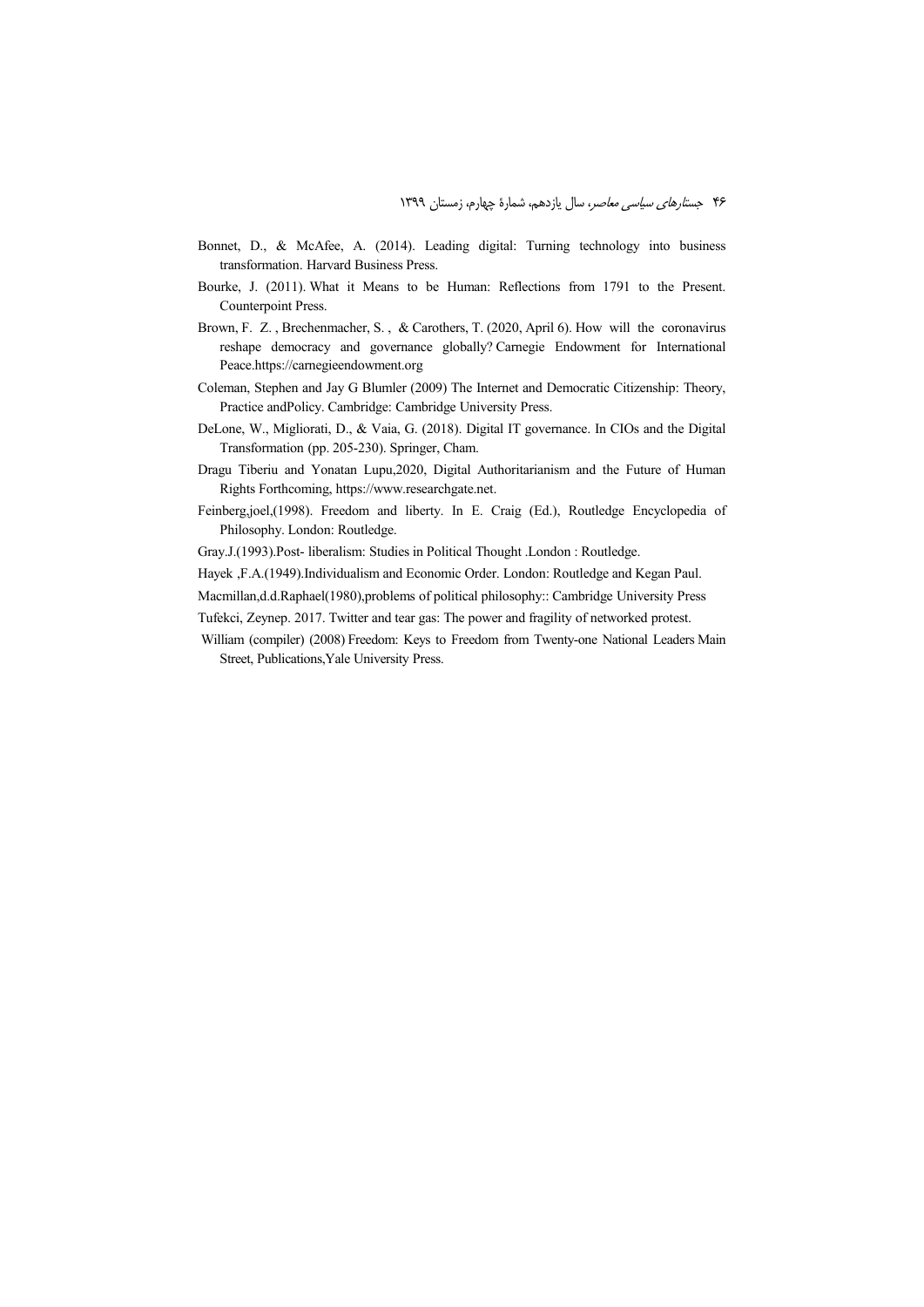Bonnet, D., & McAfee, A. (2014). Leading digital: Turning technology into business transformation. Harvard Business Press.

Bourke, J. (2011). What it Means to be Human: Reflections from 1791 to the Present. Counterpoint Press.

Brown, F. Z. , Brechenmacher, S. , & Carothers, T. (2020, April 6). How will the coronavirus reshape democracy and governance globally? Carnegie Endowment for International Peace.https://carnegieendowment.org

Coleman, Stephen and Jay G Blumler (2009) The Internet and Democratic Citizenship: Theory, Practice andPolicy. Cambridge: Cambridge University Press.

DeLone, W., Migliorati, D., & Vaia, G. (2018). Digital IT governance. In CIOs and the Digital Transformation (pp. 205-230). Springer, Cham.

Dragu Tiberiu and Yonatan Lupu,2020, Digital Authoritarianism and the Future of Human Rights Forthcoming, https://www.researchgate.net.

Feinberg,joel,(1998). Freedom and liberty. In E. Craig (Ed.), Routledge Encyclopedia of Philosophy. London: Routledge.

Gray.J.(1993).Post- liberalism: Studies in Political Thought .London : Routledge.

Hayek ,F.A.(1949).Individualism and Economic Order. London: Routledge and Kegan Paul.

Macmillan,d.d.Raphael(1980),problems of political philosophy:: Cambridge University Press

Tufekci, Zeynep. 2017. Twitter and tear gas: The power and fragility of networked protest.

William (compiler) (2008) Freedom: Keys to Freedom from Twenty-one National Leaders Main Street, Publications,Yale University Press.